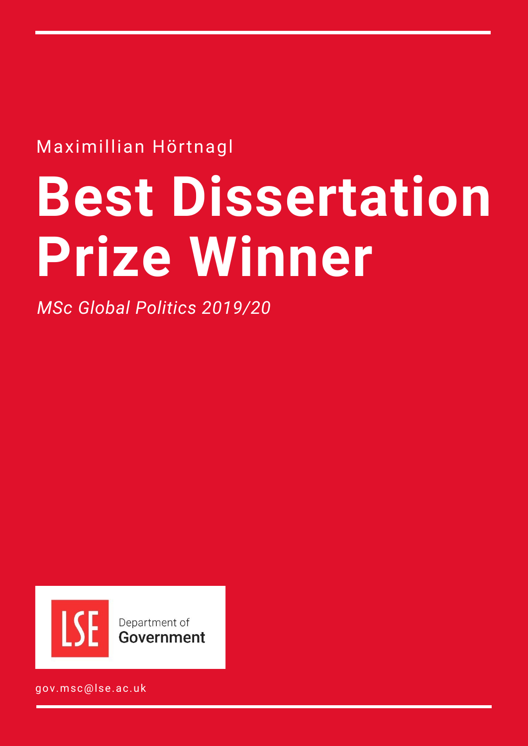Maximillian Hörtnagl

# Best Dissertation Prize Winner

*MSc Global Politics 2019/20*

LSE Department of Government

gov.msc@lse.ac.uk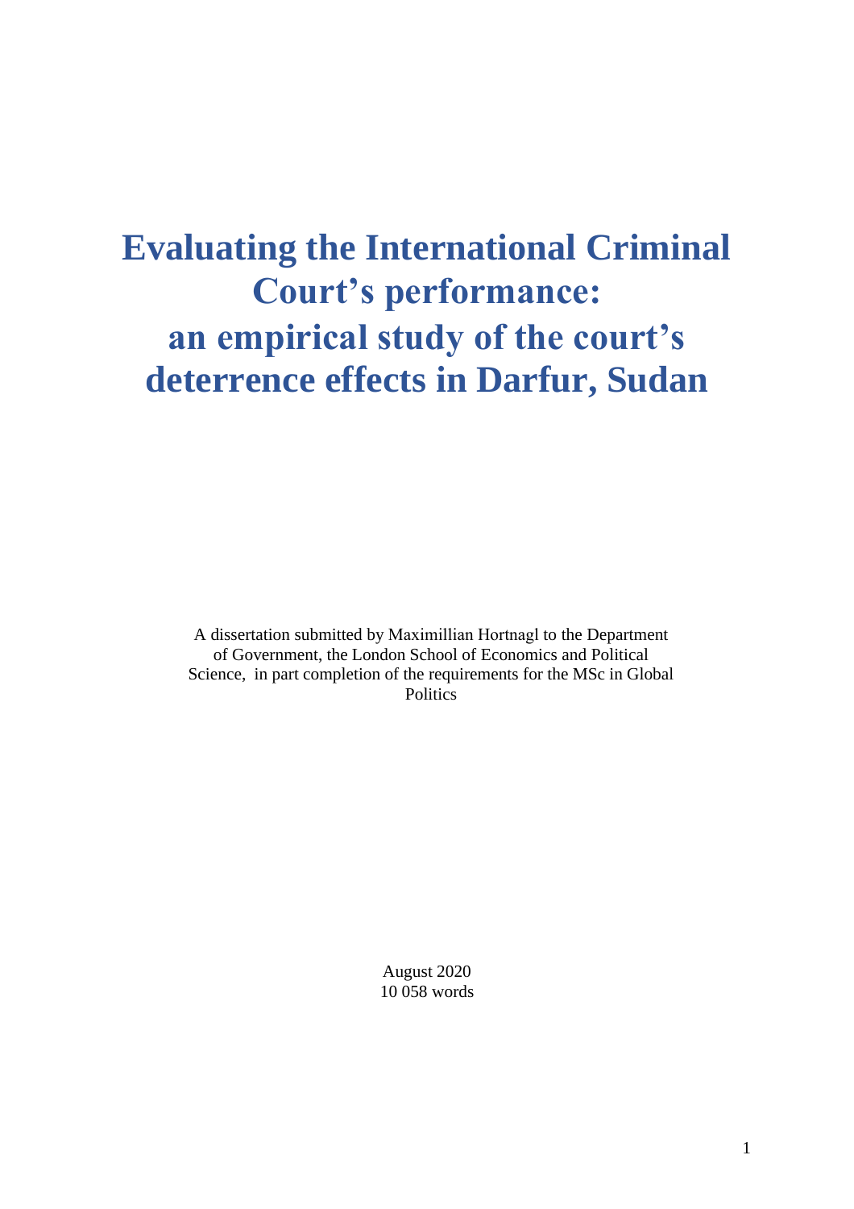# Evaluating the International Criminal Court's performance: an empirical study of the court's deterrence effects in Darfur, Sudan

A dissertation submitted by Maximillian Hortnagl to the Department of Government, the London School of Economics and Political Science, in part completion of the requirements for the MSc in Global Politics

August 2020
10 058 words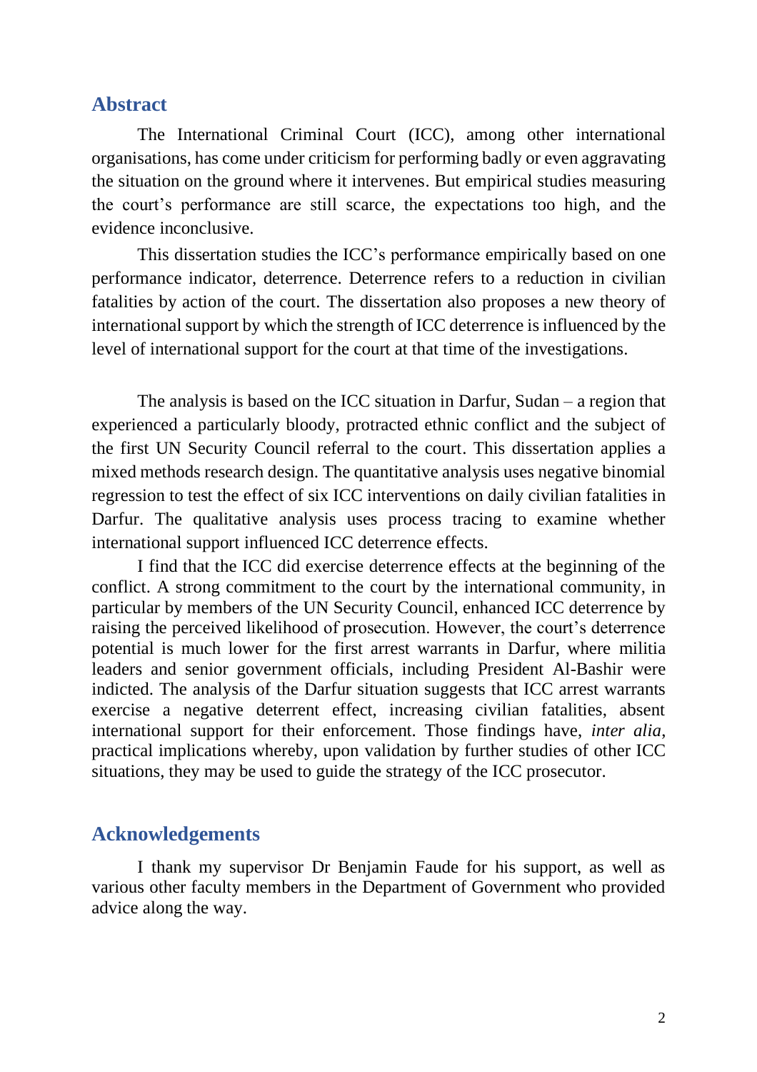## Abstract

The International Criminal Court (ICC), among other international organisations, has come under criticism for performing badly or even aggravating the situation on the ground where it intervenes. But empirical studies measuring the court's performance are still scarce, the expectations too high, and the evidence inconclusive.

This dissertation studies the ICC's performance empirically based on one performance indicator, deterrence. Deterrence refers to a reduction in civilian fatalities by action of the court. The dissertation also proposes a new theory of international support by which the strength of ICC deterrence is influenced by the level of international support for the court at that time of the investigations.

The analysis is based on the ICC situation in Darfur, Sudan – a region that experienced a particularly bloody, protracted ethnic conflict and the subject of the first UN Security Council referral to the court. This dissertation applies a mixed methods research design. The quantitative analysis uses negative binomial regression to test the effect of six ICC interventions on daily civilian fatalities in Darfur. The qualitative analysis uses process tracing to examine whether international support influenced ICC deterrence effects.

I find that the ICC did exercise deterrence effects at the beginning of the conflict. A strong commitment to the court by the international community, in particular by members of the UN Security Council, enhanced ICC deterrence by raising the perceived likelihood of prosecution. However, the court's deterrence potential is much lower for the first arrest warrants in Darfur, where militia leaders and senior government officials, including President Al-Bashir were indicted. The analysis of the Darfur situation suggests that ICC arrest warrants exercise a negative deterrent effect, increasing civilian fatalities, absent international support for their enforcement. Those findings have, *inter alia*, practical implications whereby, upon validation by further studies of other ICC situations, they may be used to guide the strategy of the ICC prosecutor.

## Acknowledgements

I thank my supervisor Dr Benjamin Faude for his support, as well as various other faculty members in the Department of Government who provided advice along the way.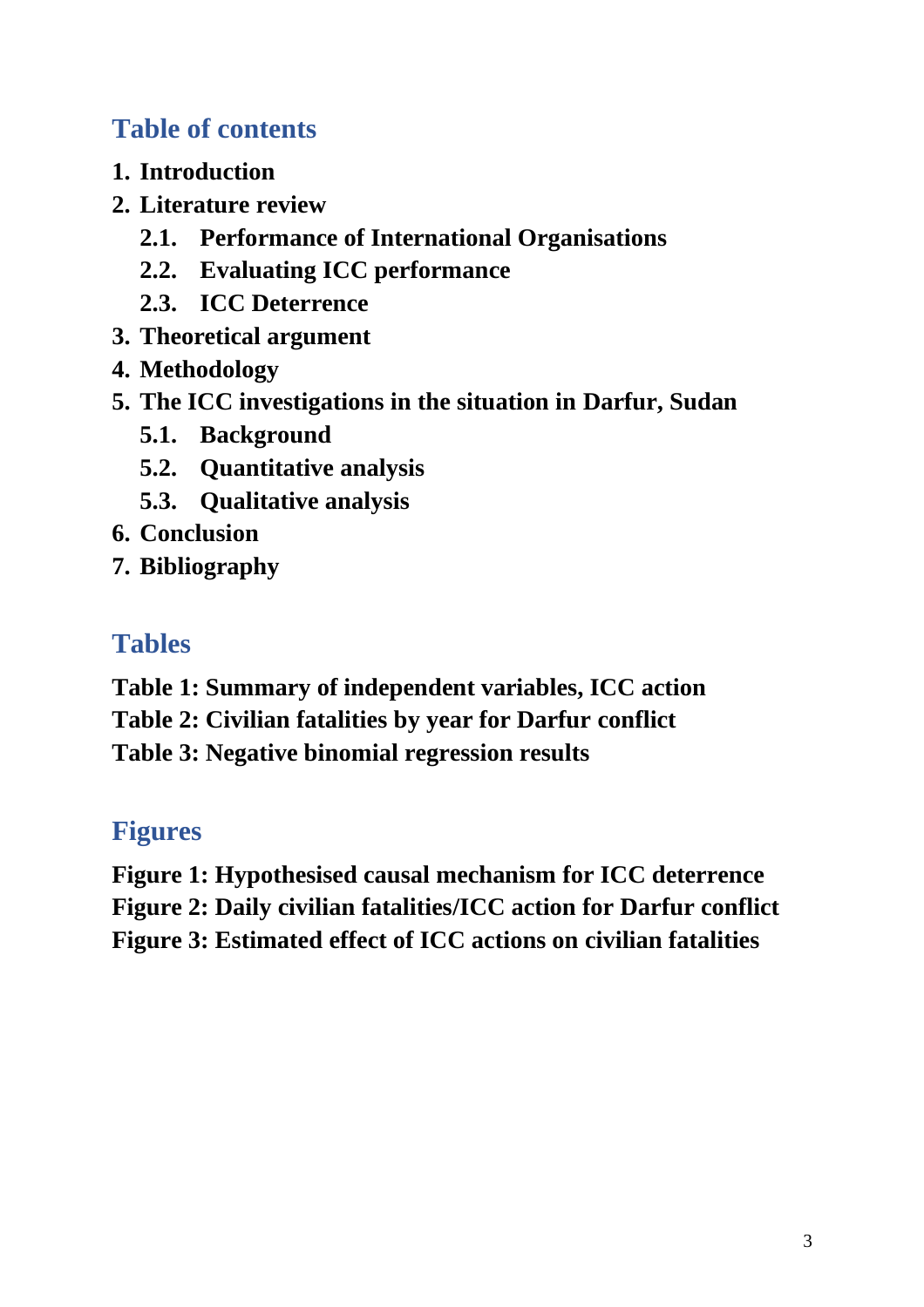## Table of contents

1. **Introduction**
2. **Literature review**
   - **2.1. Performance of International Organisations**
   - **2.2. Evaluating ICC performance**
   - **2.3. ICC Deterrence**
3. **Theoretical argument**
4. **Methodology**
5. **The ICC investigations in the situation in Darfur, Sudan**
   - **5.1. Background**
   - **5.2. Quantitative analysis**
   - **5.3. Qualitative analysis**
6. **Conclusion**
7. **Bibliography**

## Tables

**Table 1: Summary of independent variables, ICC action**
**Table 2: Civilian fatalities by year for Darfur conflict**
**Table 3: Negative binomial regression results**

## Figures

**Figure 1: Hypothesised causal mechanism for ICC deterrence**
**Figure 2: Daily civilian fatalities/ICC action for Darfur conflict**
**Figure 3: Estimated effect of ICC actions on civilian fatalities**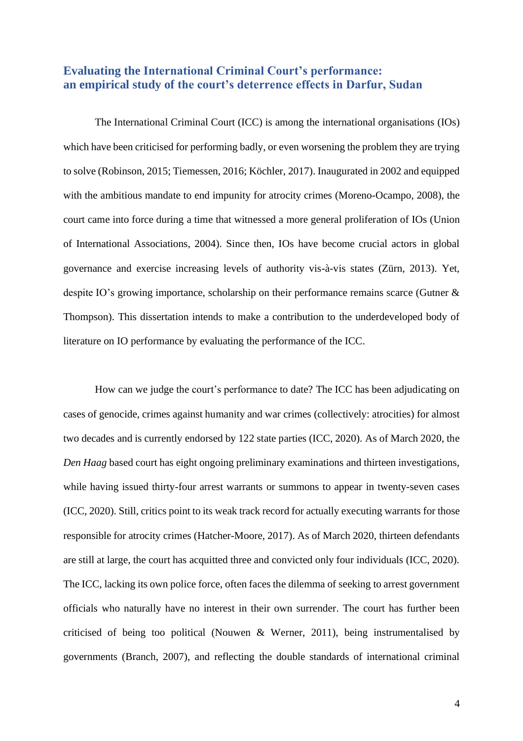## Evaluating the International Criminal Court's performance: an empirical study of the court's deterrence effects in Darfur, Sudan

The International Criminal Court (ICC) is among the international organisations (IOs) which have been criticised for performing badly, or even worsening the problem they are trying to solve (Robinson, 2015; Tiemessen, 2016; Köchler, 2017). Inaugurated in 2002 and equipped with the ambitious mandate to end impunity for atrocity crimes (Moreno-Ocampo, 2008), the court came into force during a time that witnessed a more general proliferation of IOs (Union of International Associations, 2004). Since then, IOs have become crucial actors in global governance and exercise increasing levels of authority vis-à-vis states (Zürn, 2013). Yet, despite IO's growing importance, scholarship on their performance remains scarce (Gutner & Thompson). This dissertation intends to make a contribution to the underdeveloped body of literature on IO performance by evaluating the performance of the ICC.

How can we judge the court's performance to date? The ICC has been adjudicating on cases of genocide, crimes against humanity and war crimes (collectively: atrocities) for almost two decades and is currently endorsed by 122 state parties (ICC, 2020). As of March 2020, the *Den Haag* based court has eight ongoing preliminary examinations and thirteen investigations, while having issued thirty-four arrest warrants or summons to appear in twenty-seven cases (ICC, 2020). Still, critics point to its weak track record for actually executing warrants for those responsible for atrocity crimes (Hatcher-Moore, 2017). As of March 2020, thirteen defendants are still at large, the court has acquitted three and convicted only four individuals (ICC, 2020). The ICC, lacking its own police force, often faces the dilemma of seeking to arrest government officials who naturally have no interest in their own surrender. The court has further been criticised of being too political (Nouwen & Werner, 2011), being instrumentalised by governments (Branch, 2007), and reflecting the double standards of international criminal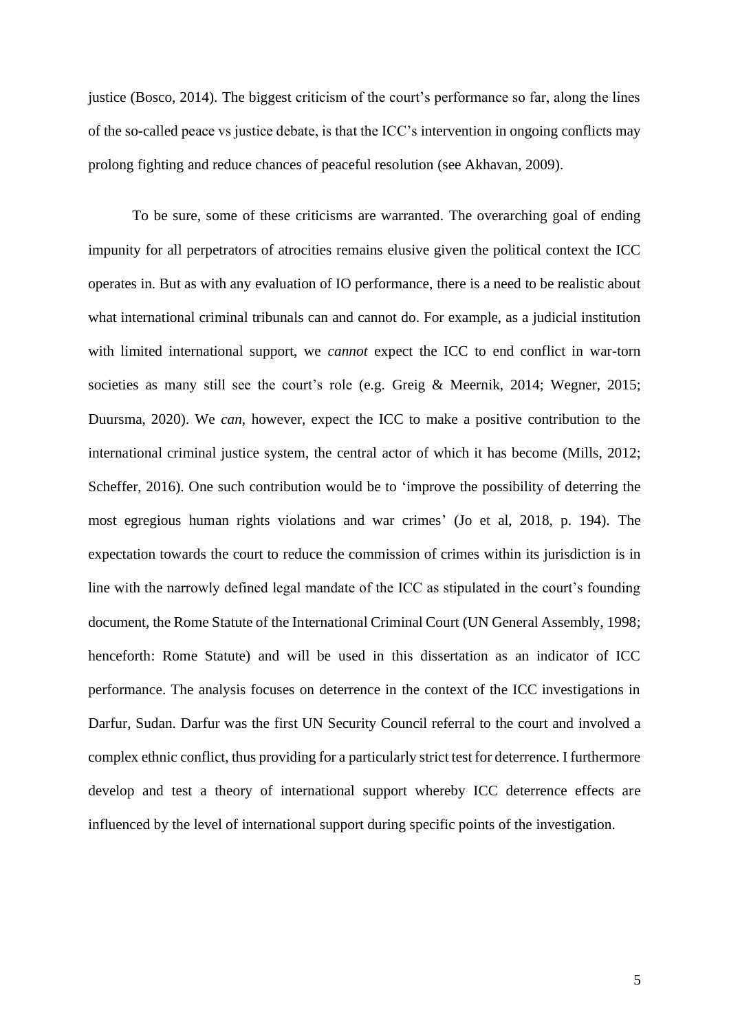justice (Bosco, 2014). The biggest criticism of the court's performance so far, along the lines of the so-called peace vs justice debate, is that the ICC's intervention in ongoing conflicts may prolong fighting and reduce chances of peaceful resolution (see Akhavan, 2009).

To be sure, some of these criticisms are warranted. The overarching goal of ending impunity for all perpetrators of atrocities remains elusive given the political context the ICC operates in. But as with any evaluation of IO performance, there is a need to be realistic about what international criminal tribunals can and cannot do. For example, as a judicial institution with limited international support, we *cannot* expect the ICC to end conflict in war-torn societies as many still see the court's role (e.g. Greig & Meernik, 2014; Wegner, 2015; Duursma, 2020). We *can*, however, expect the ICC to make a positive contribution to the international criminal justice system, the central actor of which it has become (Mills, 2012; Scheffer, 2016). One such contribution would be to 'improve the possibility of deterring the most egregious human rights violations and war crimes' (Jo et al, 2018, p. 194). The expectation towards the court to reduce the commission of crimes within its jurisdiction is in line with the narrowly defined legal mandate of the ICC as stipulated in the court's founding document, the Rome Statute of the International Criminal Court (UN General Assembly, 1998; henceforth: Rome Statute) and will be used in this dissertation as an indicator of ICC performance. The analysis focuses on deterrence in the context of the ICC investigations in Darfur, Sudan. Darfur was the first UN Security Council referral to the court and involved a complex ethnic conflict, thus providing for a particularly strict test for deterrence. I furthermore develop and test a theory of international support whereby ICC deterrence effects are influenced by the level of international support during specific points of the investigation.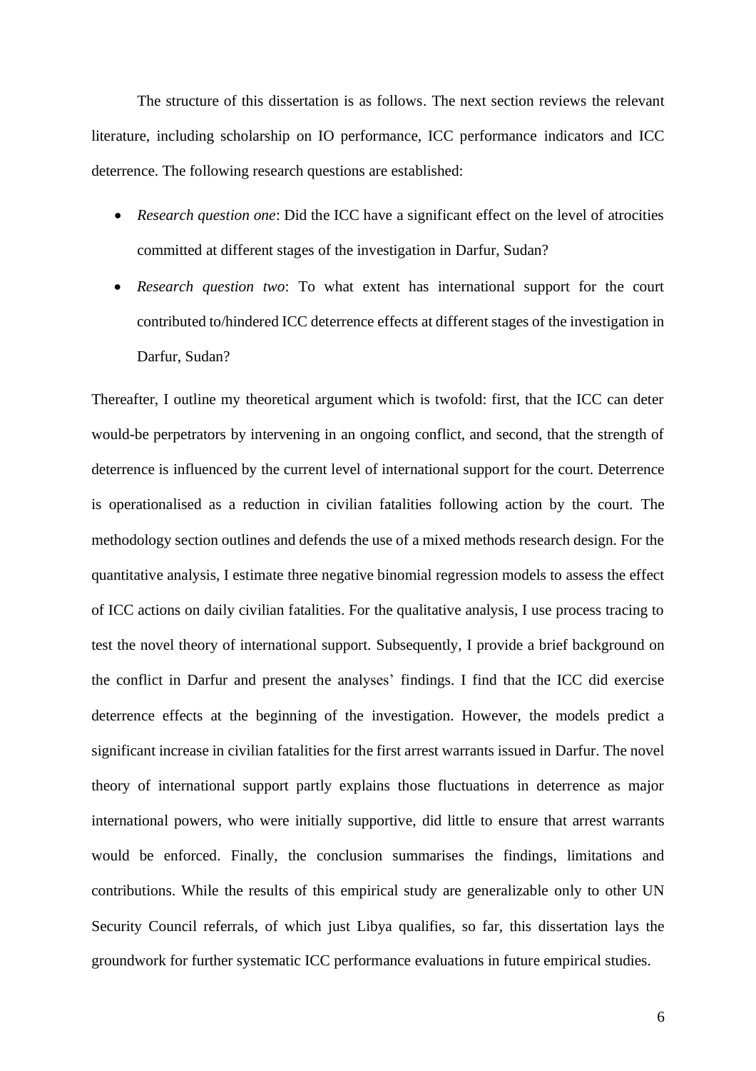The structure of this dissertation is as follows. The next section reviews the relevant literature, including scholarship on IO performance, ICC performance indicators and ICC deterrence. The following research questions are established:

- *Research question one*: Did the ICC have a significant effect on the level of atrocities committed at different stages of the investigation in Darfur, Sudan?
- *Research question two*: To what extent has international support for the court contributed to/hindered ICC deterrence effects at different stages of the investigation in Darfur, Sudan?

Thereafter, I outline my theoretical argument which is twofold: first, that the ICC can deter would-be perpetrators by intervening in an ongoing conflict, and second, that the strength of deterrence is influenced by the current level of international support for the court. Deterrence is operationalised as a reduction in civilian fatalities following action by the court. The methodology section outlines and defends the use of a mixed methods research design. For the quantitative analysis, I estimate three negative binomial regression models to assess the effect of ICC actions on daily civilian fatalities. For the qualitative analysis, I use process tracing to test the novel theory of international support. Subsequently, I provide a brief background on the conflict in Darfur and present the analyses' findings. I find that the ICC did exercise deterrence effects at the beginning of the investigation. However, the models predict a significant increase in civilian fatalities for the first arrest warrants issued in Darfur. The novel theory of international support partly explains those fluctuations in deterrence as major international powers, who were initially supportive, did little to ensure that arrest warrants would be enforced. Finally, the conclusion summarises the findings, limitations and contributions. While the results of this empirical study are generalizable only to other UN Security Council referrals, of which just Libya qualifies, so far, this dissertation lays the groundwork for further systematic ICC performance evaluations in future empirical studies.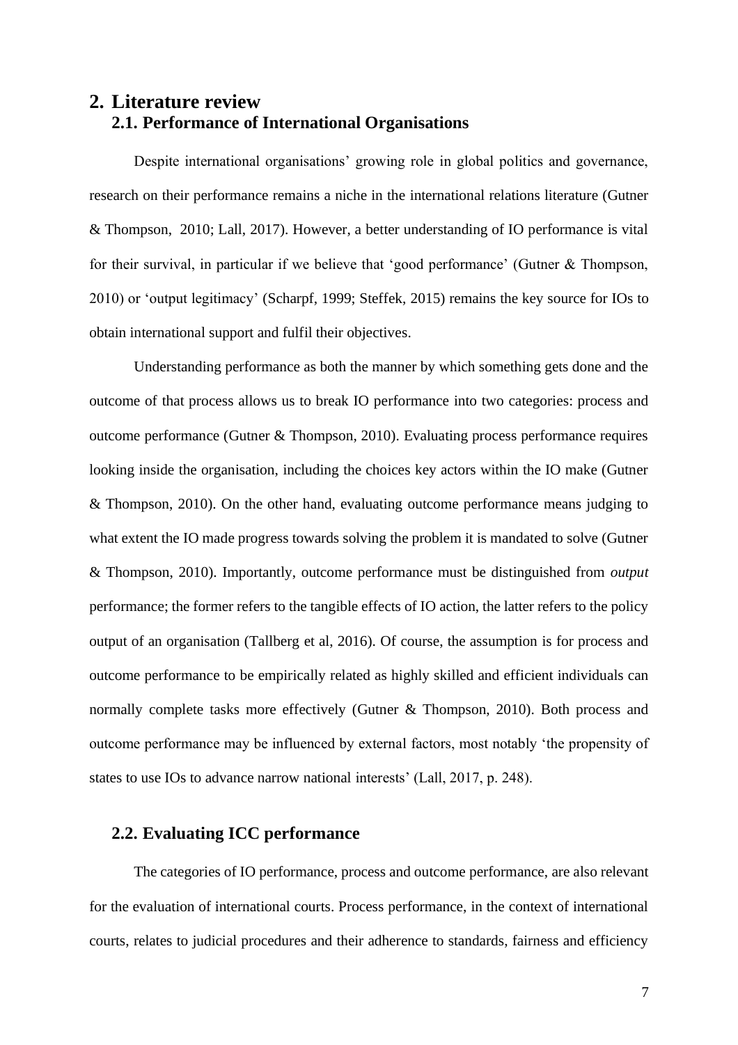# 2. Literature review

## 2.1. Performance of International Organisations

Despite international organisations' growing role in global politics and governance, research on their performance remains a niche in the international relations literature (Gutner & Thompson, 2010; Lall, 2017). However, a better understanding of IO performance is vital for their survival, in particular if we believe that 'good performance' (Gutner & Thompson, 2010) or 'output legitimacy' (Scharpf, 1999; Steffek, 2015) remains the key source for IOs to obtain international support and fulfil their objectives.

Understanding performance as both the manner by which something gets done and the outcome of that process allows us to break IO performance into two categories: process and outcome performance (Gutner & Thompson, 2010). Evaluating process performance requires looking inside the organisation, including the choices key actors within the IO make (Gutner & Thompson, 2010). On the other hand, evaluating outcome performance means judging to what extent the IO made progress towards solving the problem it is mandated to solve (Gutner & Thompson, 2010). Importantly, outcome performance must be distinguished from *output* performance; the former refers to the tangible effects of IO action, the latter refers to the policy output of an organisation (Tallberg et al, 2016). Of course, the assumption is for process and outcome performance to be empirically related as highly skilled and efficient individuals can normally complete tasks more effectively (Gutner & Thompson, 2010). Both process and outcome performance may be influenced by external factors, most notably 'the propensity of states to use IOs to advance narrow national interests' (Lall, 2017, p. 248).

## 2.2. Evaluating ICC performance

The categories of IO performance, process and outcome performance, are also relevant for the evaluation of international courts. Process performance, in the context of international courts, relates to judicial procedures and their adherence to standards, fairness and efficiency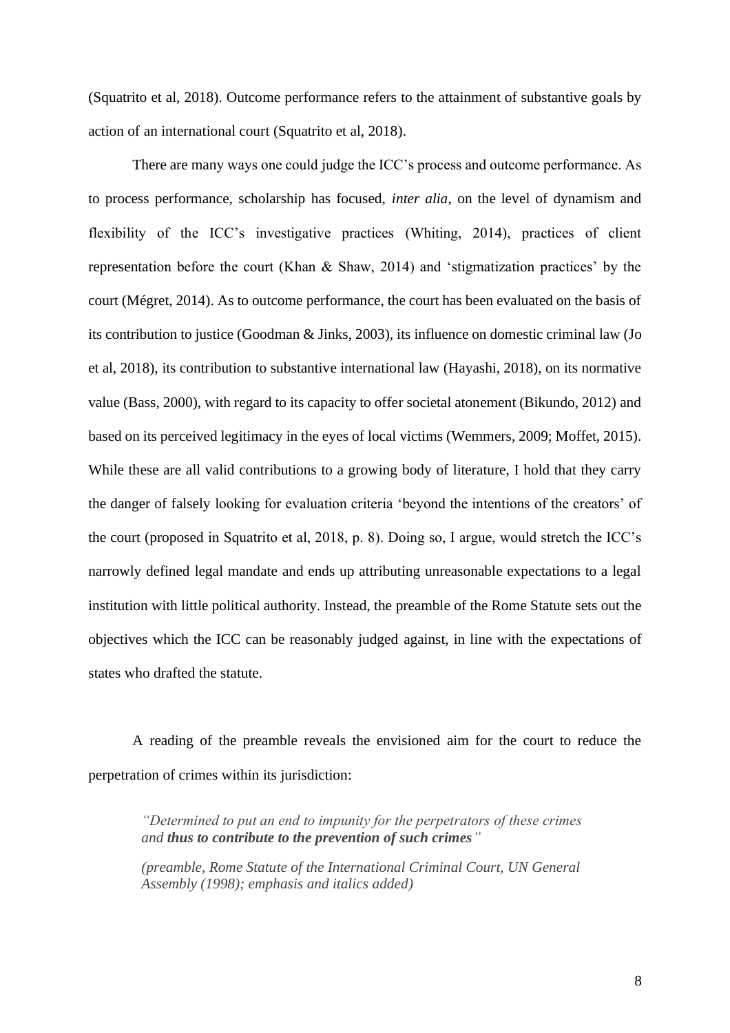(Squatrito et al, 2018). Outcome performance refers to the attainment of substantive goals by action of an international court (Squatrito et al, 2018).

There are many ways one could judge the ICC's process and outcome performance. As to process performance, scholarship has focused, *inter alia*, on the level of dynamism and flexibility of the ICC's investigative practices (Whiting, 2014), practices of client representation before the court (Khan & Shaw, 2014) and 'stigmatization practices' by the court (Mégret, 2014). As to outcome performance, the court has been evaluated on the basis of its contribution to justice (Goodman & Jinks, 2003), its influence on domestic criminal law (Jo et al, 2018), its contribution to substantive international law (Hayashi, 2018), on its normative value (Bass, 2000), with regard to its capacity to offer societal atonement (Bikundo, 2012) and based on its perceived legitimacy in the eyes of local victims (Wemmers, 2009; Moffet, 2015). While these are all valid contributions to a growing body of literature, I hold that they carry the danger of falsely looking for evaluation criteria 'beyond the intentions of the creators' of the court (proposed in Squatrito et al, 2018, p. 8). Doing so, I argue, would stretch the ICC's narrowly defined legal mandate and ends up attributing unreasonable expectations to a legal institution with little political authority. Instead, the preamble of the Rome Statute sets out the objectives which the ICC can be reasonably judged against, in line with the expectations of states who drafted the statute.

A reading of the preamble reveals the envisioned aim for the court to reduce the perpetration of crimes within its jurisdiction:

> *"Determined to put an end to impunity for the perpetrators of these crimes and* ***thus to contribute to the prevention of such crimes****"*
>
> *(preamble, Rome Statute of the International Criminal Court, UN General Assembly (1998); emphasis and italics added)*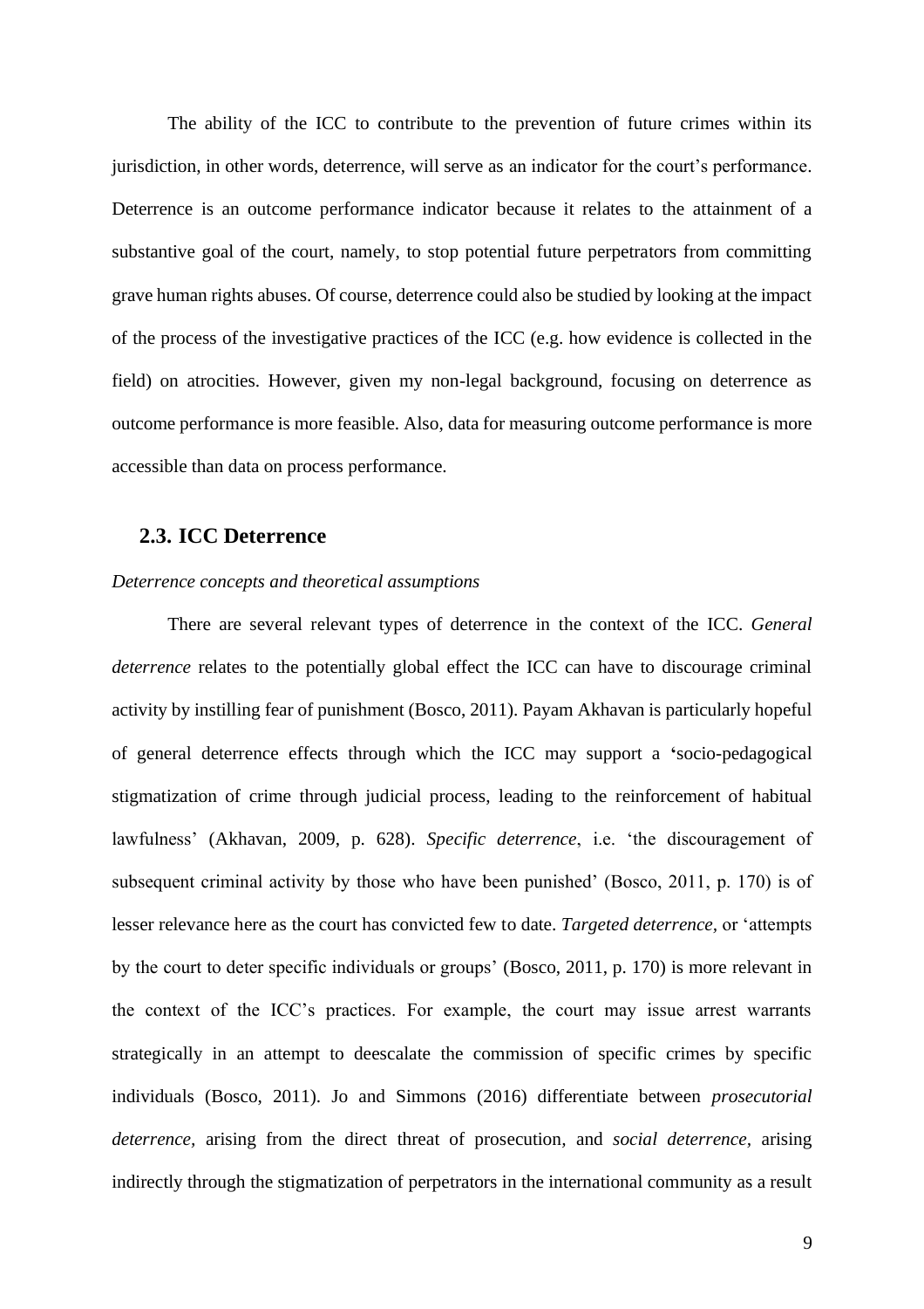The ability of the ICC to contribute to the prevention of future crimes within its jurisdiction, in other words, deterrence, will serve as an indicator for the court's performance. Deterrence is an outcome performance indicator because it relates to the attainment of a substantive goal of the court, namely, to stop potential future perpetrators from committing grave human rights abuses. Of course, deterrence could also be studied by looking at the impact of the process of the investigative practices of the ICC (e.g. how evidence is collected in the field) on atrocities. However, given my non-legal background, focusing on deterrence as outcome performance is more feasible. Also, data for measuring outcome performance is more accessible than data on process performance.

## 2.3. ICC Deterrence

*Deterrence concepts and theoretical assumptions*

There are several relevant types of deterrence in the context of the ICC. *General deterrence* relates to the potentially global effect the ICC can have to discourage criminal activity by instilling fear of punishment (Bosco, 2011). Payam Akhavan is particularly hopeful of general deterrence effects through which the ICC may support a 'socio-pedagogical stigmatization of crime through judicial process, leading to the reinforcement of habitual lawfulness' (Akhavan, 2009, p. 628). *Specific deterrence*, i.e. 'the discouragement of subsequent criminal activity by those who have been punished' (Bosco, 2011, p. 170) is of lesser relevance here as the court has convicted few to date. *Targeted deterrence*, or 'attempts by the court to deter specific individuals or groups' (Bosco, 2011, p. 170) is more relevant in the context of the ICC's practices. For example, the court may issue arrest warrants strategically in an attempt to deescalate the commission of specific crimes by specific individuals (Bosco, 2011). Jo and Simmons (2016) differentiate between *prosecutorial deterrence*, arising from the direct threat of prosecution, and *social deterrence*, arising indirectly through the stigmatization of perpetrators in the international community as a result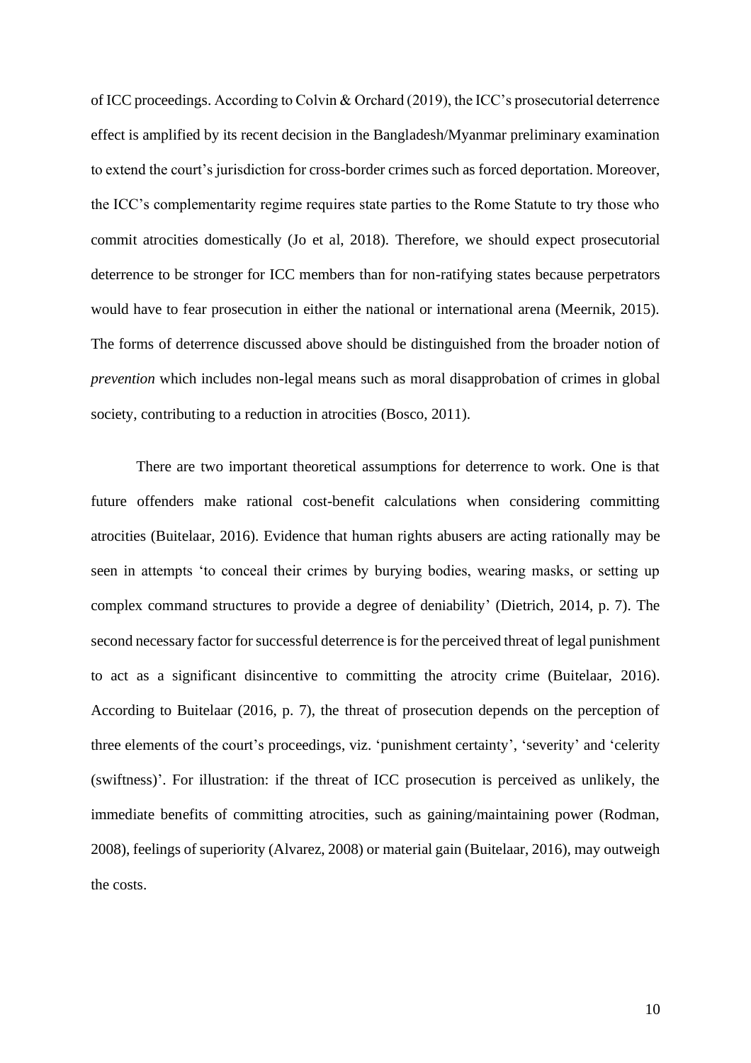of ICC proceedings. According to Colvin & Orchard (2019), the ICC's prosecutorial deterrence effect is amplified by its recent decision in the Bangladesh/Myanmar preliminary examination to extend the court's jurisdiction for cross-border crimes such as forced deportation. Moreover, the ICC's complementarity regime requires state parties to the Rome Statute to try those who commit atrocities domestically (Jo et al, 2018). Therefore, we should expect prosecutorial deterrence to be stronger for ICC members than for non-ratifying states because perpetrators would have to fear prosecution in either the national or international arena (Meernik, 2015). The forms of deterrence discussed above should be distinguished from the broader notion of *prevention* which includes non-legal means such as moral disapprobation of crimes in global society, contributing to a reduction in atrocities (Bosco, 2011).

There are two important theoretical assumptions for deterrence to work. One is that future offenders make rational cost-benefit calculations when considering committing atrocities (Buitelaar, 2016). Evidence that human rights abusers are acting rationally may be seen in attempts 'to conceal their crimes by burying bodies, wearing masks, or setting up complex command structures to provide a degree of deniability' (Dietrich, 2014, p. 7). The second necessary factor for successful deterrence is for the perceived threat of legal punishment to act as a significant disincentive to committing the atrocity crime (Buitelaar, 2016). According to Buitelaar (2016, p. 7), the threat of prosecution depends on the perception of three elements of the court's proceedings, viz. 'punishment certainty', 'severity' and 'celerity (swiftness)'. For illustration: if the threat of ICC prosecution is perceived as unlikely, the immediate benefits of committing atrocities, such as gaining/maintaining power (Rodman, 2008), feelings of superiority (Alvarez, 2008) or material gain (Buitelaar, 2016), may outweigh the costs.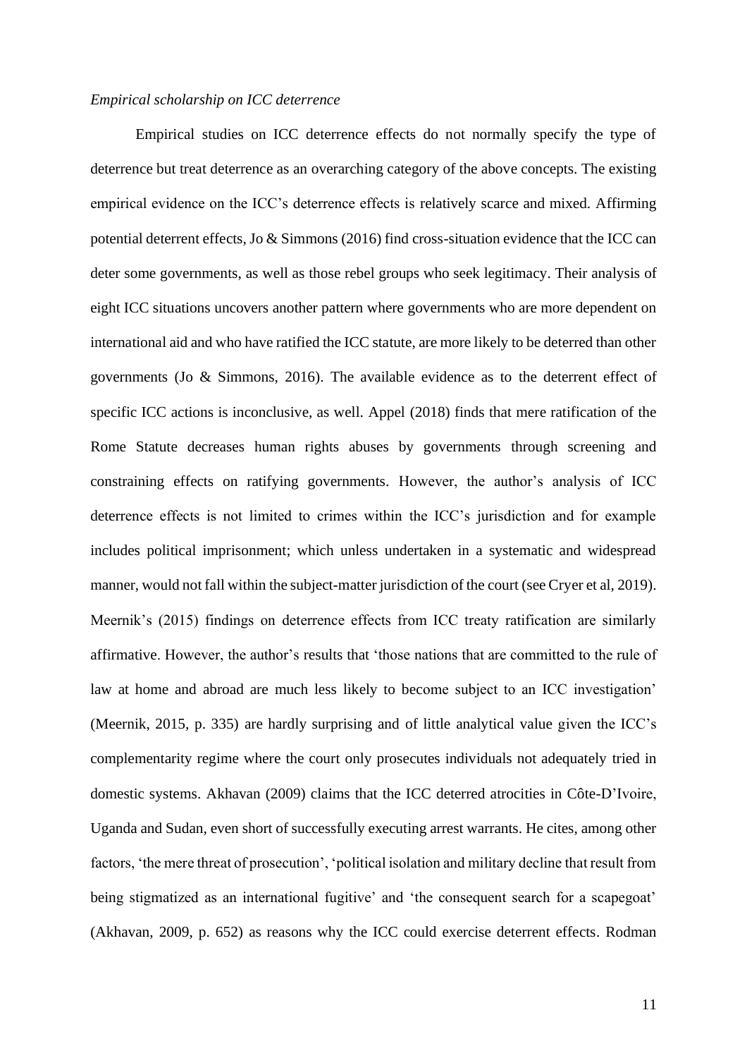*Empirical scholarship on ICC deterrence*

Empirical studies on ICC deterrence effects do not normally specify the type of deterrence but treat deterrence as an overarching category of the above concepts. The existing empirical evidence on the ICC's deterrence effects is relatively scarce and mixed. Affirming potential deterrent effects, Jo & Simmons (2016) find cross-situation evidence that the ICC can deter some governments, as well as those rebel groups who seek legitimacy. Their analysis of eight ICC situations uncovers another pattern where governments who are more dependent on international aid and who have ratified the ICC statute, are more likely to be deterred than other governments (Jo & Simmons, 2016). The available evidence as to the deterrent effect of specific ICC actions is inconclusive, as well. Appel (2018) finds that mere ratification of the Rome Statute decreases human rights abuses by governments through screening and constraining effects on ratifying governments. However, the author's analysis of ICC deterrence effects is not limited to crimes within the ICC's jurisdiction and for example includes political imprisonment; which unless undertaken in a systematic and widespread manner, would not fall within the subject-matter jurisdiction of the court (see Cryer et al, 2019). Meernik's (2015) findings on deterrence effects from ICC treaty ratification are similarly affirmative. However, the author's results that 'those nations that are committed to the rule of law at home and abroad are much less likely to become subject to an ICC investigation' (Meernik, 2015, p. 335) are hardly surprising and of little analytical value given the ICC's complementarity regime where the court only prosecutes individuals not adequately tried in domestic systems. Akhavan (2009) claims that the ICC deterred atrocities in Côte-D'Ivoire, Uganda and Sudan, even short of successfully executing arrest warrants. He cites, among other factors, 'the mere threat of prosecution', 'political isolation and military decline that result from being stigmatized as an international fugitive' and 'the consequent search for a scapegoat' (Akhavan, 2009, p. 652) as reasons why the ICC could exercise deterrent effects. Rodman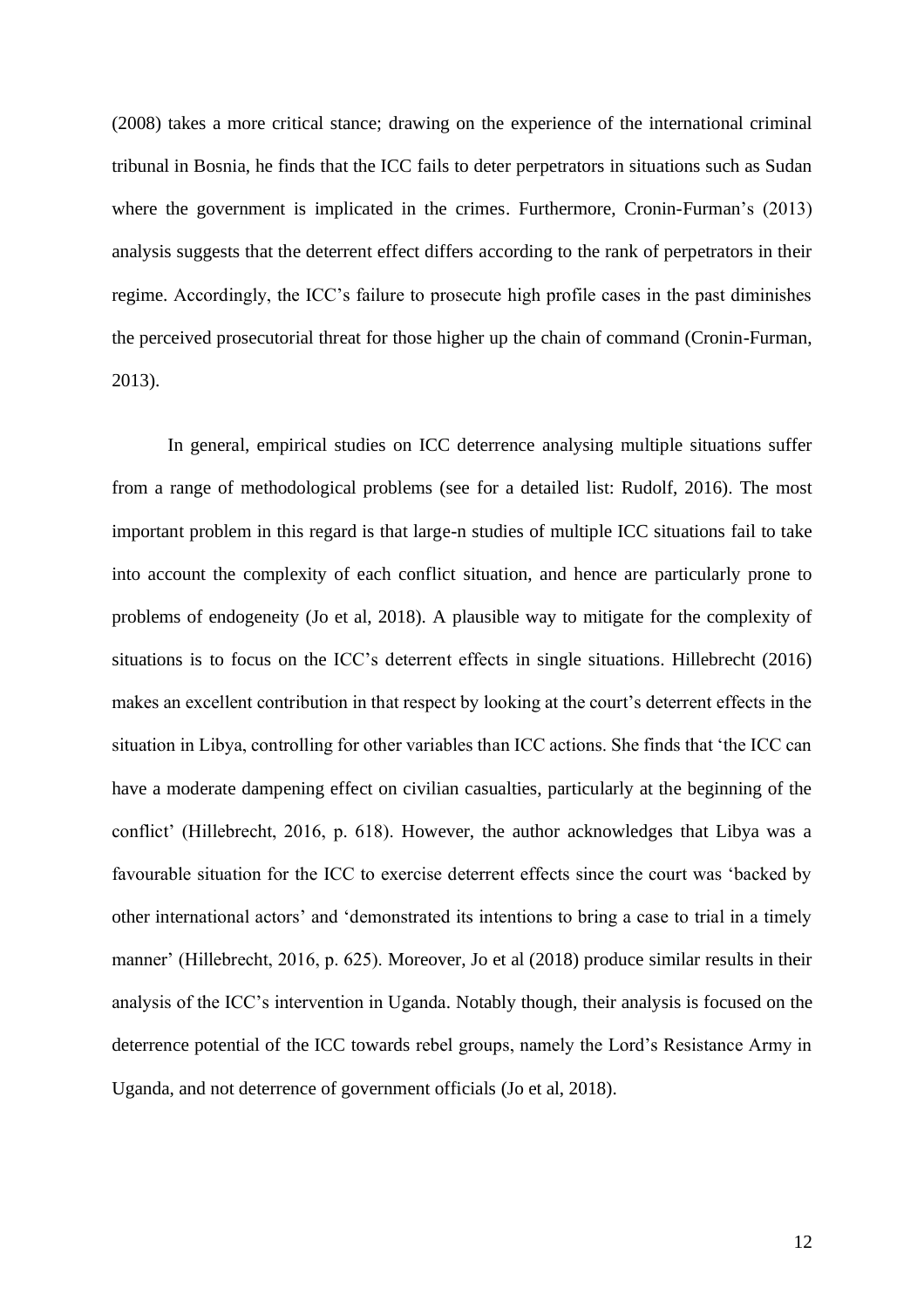(2008) takes a more critical stance; drawing on the experience of the international criminal tribunal in Bosnia, he finds that the ICC fails to deter perpetrators in situations such as Sudan where the government is implicated in the crimes. Furthermore, Cronin-Furman's (2013) analysis suggests that the deterrent effect differs according to the rank of perpetrators in their regime. Accordingly, the ICC's failure to prosecute high profile cases in the past diminishes the perceived prosecutorial threat for those higher up the chain of command (Cronin-Furman, 2013).

In general, empirical studies on ICC deterrence analysing multiple situations suffer from a range of methodological problems (see for a detailed list: Rudolf, 2016). The most important problem in this regard is that large-n studies of multiple ICC situations fail to take into account the complexity of each conflict situation, and hence are particularly prone to problems of endogeneity (Jo et al, 2018). A plausible way to mitigate for the complexity of situations is to focus on the ICC's deterrent effects in single situations. Hillebrecht (2016) makes an excellent contribution in that respect by looking at the court's deterrent effects in the situation in Libya, controlling for other variables than ICC actions. She finds that 'the ICC can have a moderate dampening effect on civilian casualties, particularly at the beginning of the conflict' (Hillebrecht, 2016, p. 618). However, the author acknowledges that Libya was a favourable situation for the ICC to exercise deterrent effects since the court was 'backed by other international actors' and 'demonstrated its intentions to bring a case to trial in a timely manner' (Hillebrecht, 2016, p. 625). Moreover, Jo et al (2018) produce similar results in their analysis of the ICC's intervention in Uganda. Notably though, their analysis is focused on the deterrence potential of the ICC towards rebel groups, namely the Lord's Resistance Army in Uganda, and not deterrence of government officials (Jo et al, 2018).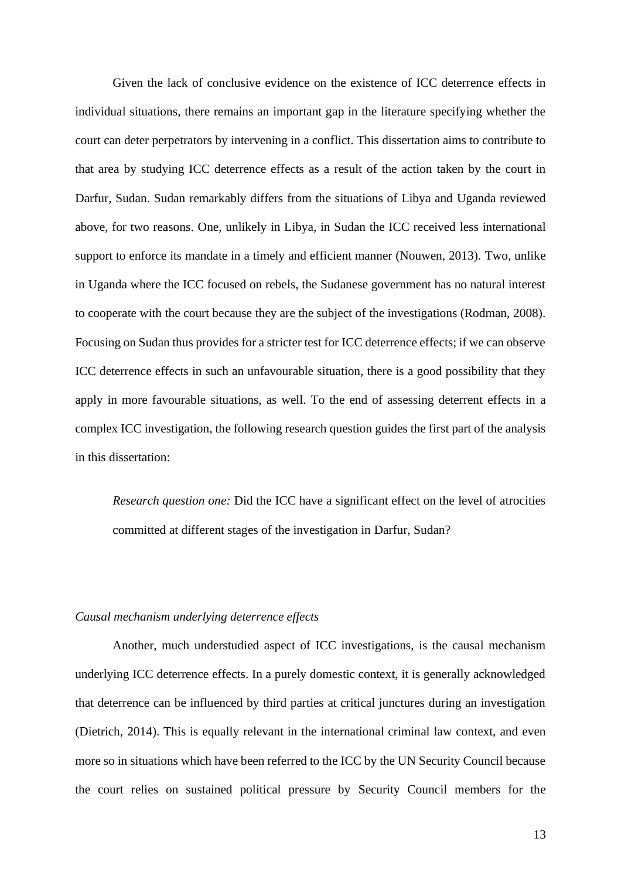Given the lack of conclusive evidence on the existence of ICC deterrence effects in individual situations, there remains an important gap in the literature specifying whether the court can deter perpetrators by intervening in a conflict. This dissertation aims to contribute to that area by studying ICC deterrence effects as a result of the action taken by the court in Darfur, Sudan. Sudan remarkably differs from the situations of Libya and Uganda reviewed above, for two reasons. One, unlikely in Libya, in Sudan the ICC received less international support to enforce its mandate in a timely and efficient manner (Nouwen, 2013). Two, unlike in Uganda where the ICC focused on rebels, the Sudanese government has no natural interest to cooperate with the court because they are the subject of the investigations (Rodman, 2008). Focusing on Sudan thus provides for a stricter test for ICC deterrence effects; if we can observe ICC deterrence effects in such an unfavourable situation, there is a good possibility that they apply in more favourable situations, as well. To the end of assessing deterrent effects in a complex ICC investigation, the following research question guides the first part of the analysis in this dissertation:

> *Research question one:* Did the ICC have a significant effect on the level of atrocities committed at different stages of the investigation in Darfur, Sudan?

*Causal mechanism underlying deterrence effects*

Another, much understudied aspect of ICC investigations, is the causal mechanism underlying ICC deterrence effects. In a purely domestic context, it is generally acknowledged that deterrence can be influenced by third parties at critical junctures during an investigation (Dietrich, 2014). This is equally relevant in the international criminal law context, and even more so in situations which have been referred to the ICC by the UN Security Council because the court relies on sustained political pressure by Security Council members for the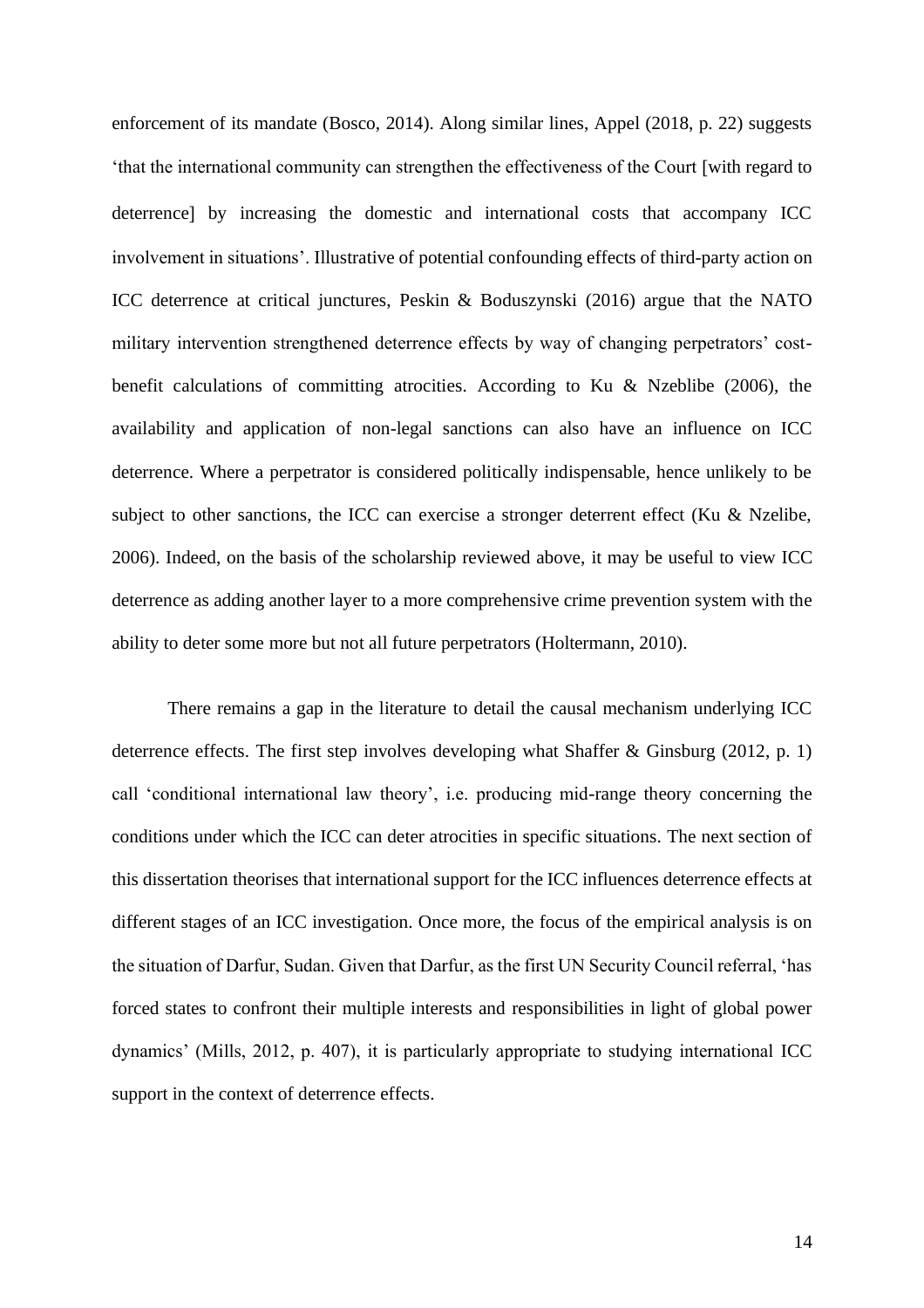enforcement of its mandate (Bosco, 2014). Along similar lines, Appel (2018, p. 22) suggests 'that the international community can strengthen the effectiveness of the Court [with regard to deterrence] by increasing the domestic and international costs that accompany ICC involvement in situations'. Illustrative of potential confounding effects of third-party action on ICC deterrence at critical junctures, Peskin & Boduszynski (2016) argue that the NATO military intervention strengthened deterrence effects by way of changing perpetrators' cost-benefit calculations of committing atrocities. According to Ku & Nzeblibe (2006), the availability and application of non-legal sanctions can also have an influence on ICC deterrence. Where a perpetrator is considered politically indispensable, hence unlikely to be subject to other sanctions, the ICC can exercise a stronger deterrent effect (Ku & Nzelibe, 2006). Indeed, on the basis of the scholarship reviewed above, it may be useful to view ICC deterrence as adding another layer to a more comprehensive crime prevention system with the ability to deter some more but not all future perpetrators (Holtermann, 2010).

There remains a gap in the literature to detail the causal mechanism underlying ICC deterrence effects. The first step involves developing what Shaffer & Ginsburg (2012, p. 1) call 'conditional international law theory', i.e. producing mid-range theory concerning the conditions under which the ICC can deter atrocities in specific situations. The next section of this dissertation theorises that international support for the ICC influences deterrence effects at different stages of an ICC investigation. Once more, the focus of the empirical analysis is on the situation of Darfur, Sudan. Given that Darfur, as the first UN Security Council referral, 'has forced states to confront their multiple interests and responsibilities in light of global power dynamics' (Mills, 2012, p. 407), it is particularly appropriate to studying international ICC support in the context of deterrence effects.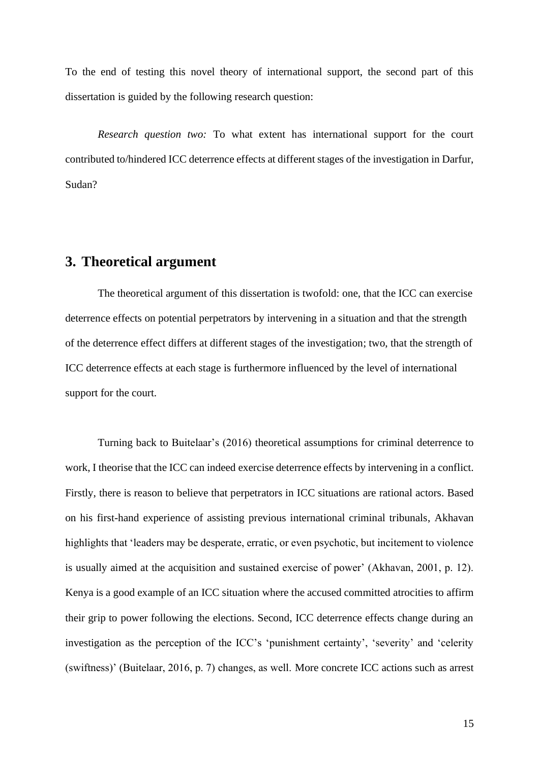To the end of testing this novel theory of international support, the second part of this dissertation is guided by the following research question:

*Research question two:* To what extent has international support for the court contributed to/hindered ICC deterrence effects at different stages of the investigation in Darfur, Sudan?

## 3. Theoretical argument

The theoretical argument of this dissertation is twofold: one, that the ICC can exercise deterrence effects on potential perpetrators by intervening in a situation and that the strength of the deterrence effect differs at different stages of the investigation; two, that the strength of ICC deterrence effects at each stage is furthermore influenced by the level of international support for the court.

Turning back to Buitelaar's (2016) theoretical assumptions for criminal deterrence to work, I theorise that the ICC can indeed exercise deterrence effects by intervening in a conflict. Firstly, there is reason to believe that perpetrators in ICC situations are rational actors. Based on his first-hand experience of assisting previous international criminal tribunals, Akhavan highlights that 'leaders may be desperate, erratic, or even psychotic, but incitement to violence is usually aimed at the acquisition and sustained exercise of power' (Akhavan, 2001, p. 12). Kenya is a good example of an ICC situation where the accused committed atrocities to affirm their grip to power following the elections. Second, ICC deterrence effects change during an investigation as the perception of the ICC's 'punishment certainty', 'severity' and 'celerity (swiftness)' (Buitelaar, 2016, p. 7) changes, as well. More concrete ICC actions such as arrest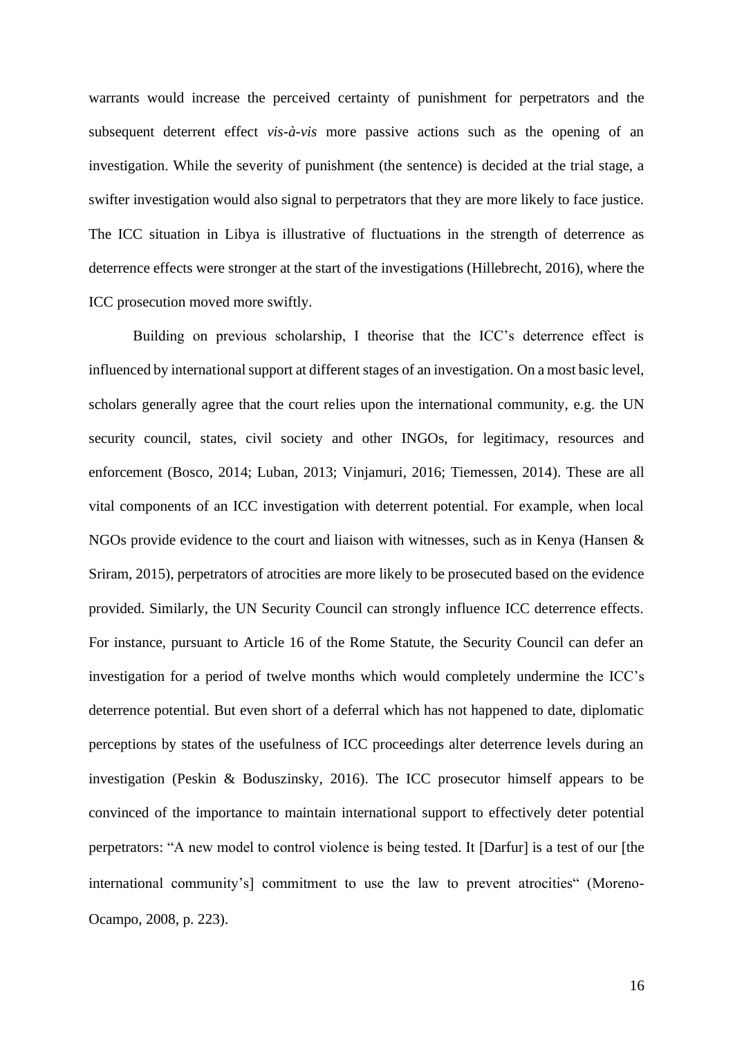warrants would increase the perceived certainty of punishment for perpetrators and the subsequent deterrent effect *vis-à-vis* more passive actions such as the opening of an investigation. While the severity of punishment (the sentence) is decided at the trial stage, a swifter investigation would also signal to perpetrators that they are more likely to face justice. The ICC situation in Libya is illustrative of fluctuations in the strength of deterrence as deterrence effects were stronger at the start of the investigations (Hillebrecht, 2016), where the ICC prosecution moved more swiftly.

Building on previous scholarship, I theorise that the ICC's deterrence effect is influenced by international support at different stages of an investigation. On a most basic level, scholars generally agree that the court relies upon the international community, e.g. the UN security council, states, civil society and other INGOs, for legitimacy, resources and enforcement (Bosco, 2014; Luban, 2013; Vinjamuri, 2016; Tiemessen, 2014). These are all vital components of an ICC investigation with deterrent potential. For example, when local NGOs provide evidence to the court and liaison with witnesses, such as in Kenya (Hansen & Sriram, 2015), perpetrators of atrocities are more likely to be prosecuted based on the evidence provided. Similarly, the UN Security Council can strongly influence ICC deterrence effects. For instance, pursuant to Article 16 of the Rome Statute, the Security Council can defer an investigation for a period of twelve months which would completely undermine the ICC's deterrence potential. But even short of a deferral which has not happened to date, diplomatic perceptions by states of the usefulness of ICC proceedings alter deterrence levels during an investigation (Peskin & Boduszinsky, 2016). The ICC prosecutor himself appears to be convinced of the importance to maintain international support to effectively deter potential perpetrators: "A new model to control violence is being tested. It [Darfur] is a test of our [the international community's] commitment to use the law to prevent atrocities" (Moreno-Ocampo, 2008, p. 223).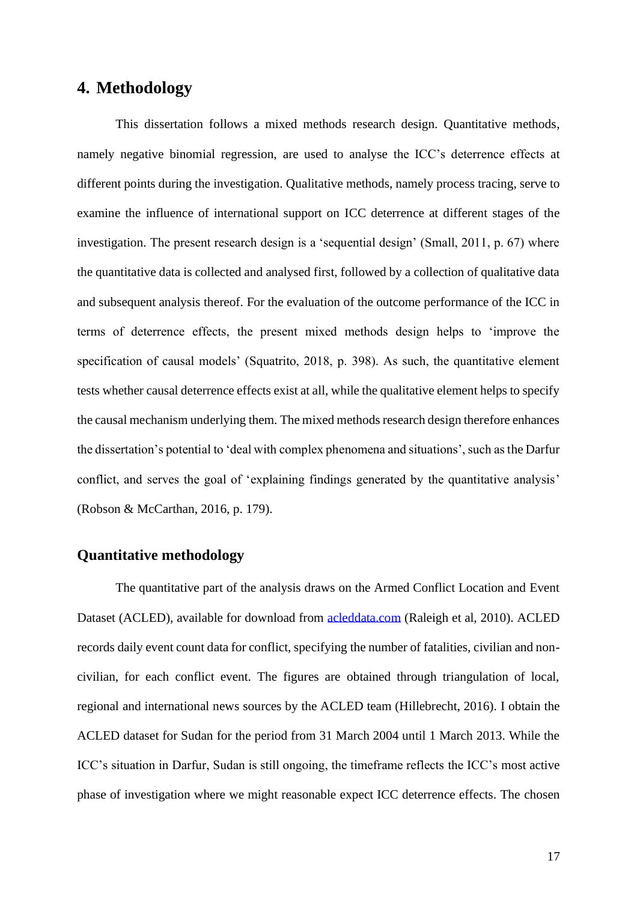# 4. Methodology

This dissertation follows a mixed methods research design. Quantitative methods, namely negative binomial regression, are used to analyse the ICC's deterrence effects at different points during the investigation. Qualitative methods, namely process tracing, serve to examine the influence of international support on ICC deterrence at different stages of the investigation. The present research design is a 'sequential design' (Small, 2011, p. 67) where the quantitative data is collected and analysed first, followed by a collection of qualitative data and subsequent analysis thereof. For the evaluation of the outcome performance of the ICC in terms of deterrence effects, the present mixed methods design helps to 'improve the specification of causal models' (Squatrito, 2018, p. 398). As such, the quantitative element tests whether causal deterrence effects exist at all, while the qualitative element helps to specify the causal mechanism underlying them. The mixed methods research design therefore enhances the dissertation's potential to 'deal with complex phenomena and situations', such as the Darfur conflict, and serves the goal of 'explaining findings generated by the quantitative analysis' (Robson & McCarthan, 2016, p. 179).

## Quantitative methodology

The quantitative part of the analysis draws on the Armed Conflict Location and Event Dataset (ACLED), available for download from [acleddata.com](acleddata.com) (Raleigh et al, 2010). ACLED records daily event count data for conflict, specifying the number of fatalities, civilian and non-civilian, for each conflict event. The figures are obtained through triangulation of local, regional and international news sources by the ACLED team (Hillebrecht, 2016). I obtain the ACLED dataset for Sudan for the period from 31 March 2004 until 1 March 2013. While the ICC's situation in Darfur, Sudan is still ongoing, the timeframe reflects the ICC's most active phase of investigation where we might reasonable expect ICC deterrence effects. The chosen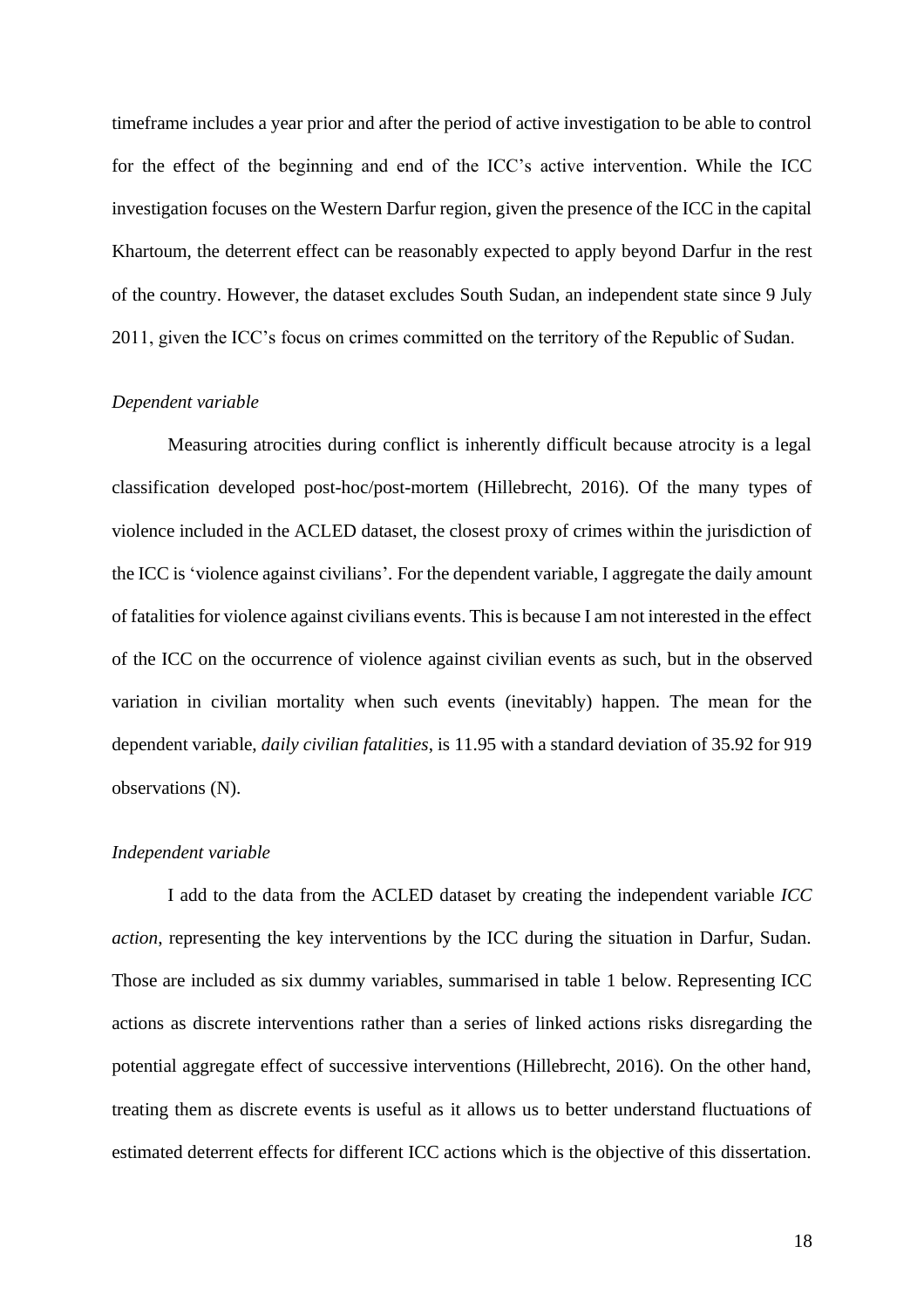timeframe includes a year prior and after the period of active investigation to be able to control for the effect of the beginning and end of the ICC's active intervention. While the ICC investigation focuses on the Western Darfur region, given the presence of the ICC in the capital Khartoum, the deterrent effect can be reasonably expected to apply beyond Darfur in the rest of the country. However, the dataset excludes South Sudan, an independent state since 9 July 2011, given the ICC's focus on crimes committed on the territory of the Republic of Sudan.

*Dependent variable*

Measuring atrocities during conflict is inherently difficult because atrocity is a legal classification developed post-hoc/post-mortem (Hillebrecht, 2016). Of the many types of violence included in the ACLED dataset, the closest proxy of crimes within the jurisdiction of the ICC is 'violence against civilians'. For the dependent variable, I aggregate the daily amount of fatalities for violence against civilians events. This is because I am not interested in the effect of the ICC on the occurrence of violence against civilian events as such, but in the observed variation in civilian mortality when such events (inevitably) happen. The mean for the dependent variable, *daily civilian fatalities*, is 11.95 with a standard deviation of 35.92 for 919 observations (N).

*Independent variable*

I add to the data from the ACLED dataset by creating the independent variable *ICC action*, representing the key interventions by the ICC during the situation in Darfur, Sudan. Those are included as six dummy variables, summarised in table 1 below. Representing ICC actions as discrete interventions rather than a series of linked actions risks disregarding the potential aggregate effect of successive interventions (Hillebrecht, 2016). On the other hand, treating them as discrete events is useful as it allows us to better understand fluctuations of estimated deterrent effects for different ICC actions which is the objective of this dissertation.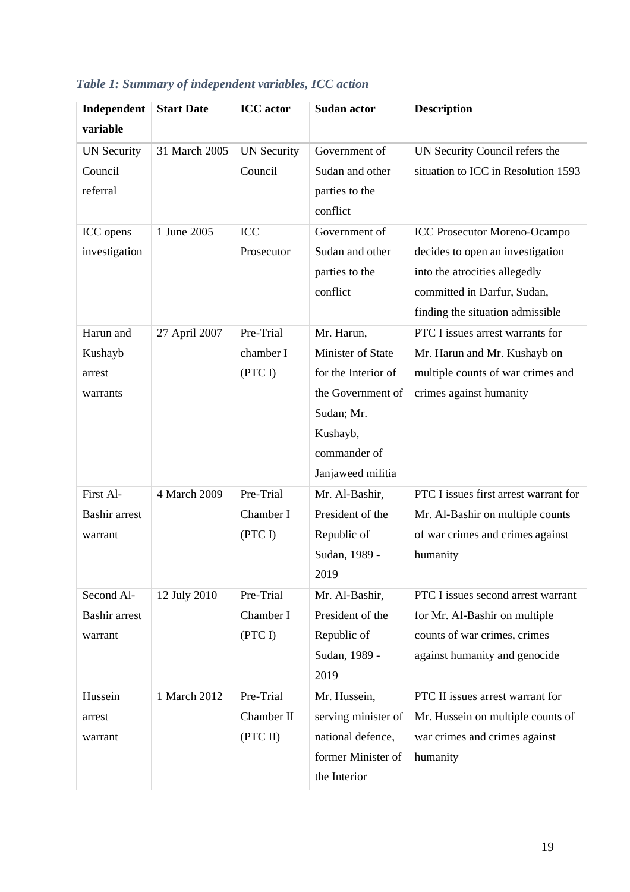*Table 1: Summary of independent variables, ICC action*

| Independent variable | Start Date | ICC actor | Sudan actor | Description |
|---|---|---|---|---|
| UN Security Council referral | 31 March 2005 | UN Security Council | Government of Sudan and other parties to the conflict | UN Security Council refers the situation to ICC in Resolution 1593 |
| ICC opens investigation | 1 June 2005 | ICC Prosecutor | Government of Sudan and other parties to the conflict | ICC Prosecutor Moreno-Ocampo decides to open an investigation into the atrocities allegedly committed in Darfur, Sudan, finding the situation admissible |
| Harun and Kushayb arrest warrants | 27 April 2007 | Pre-Trial chamber I (PTC I) | Mr. Harun, Minister of State for the Interior of the Government of Sudan; Mr. Kushayb, commander of Janjaweed militia | PTC I issues arrest warrants for Mr. Harun and Mr. Kushayb on multiple counts of war crimes and crimes against humanity |
| First Al-Bashir arrest warrant | 4 March 2009 | Pre-Trial Chamber I (PTC I) | Mr. Al-Bashir, President of the Republic of Sudan, 1989 - 2019 | PTC I issues first arrest warrant for Mr. Al-Bashir on multiple counts of war crimes and crimes against humanity |
| Second Al-Bashir arrest warrant | 12 July 2010 | Pre-Trial Chamber I (PTC I) | Mr. Al-Bashir, President of the Republic of Sudan, 1989 - 2019 | PTC I issues second arrest warrant for Mr. Al-Bashir on multiple counts of war crimes, crimes against humanity and genocide |
| Hussein arrest warrant | 1 March 2012 | Pre-Trial Chamber II (PTC II) | Mr. Hussein, serving minister of national defence, former Minister of the Interior | PTC II issues arrest warrant for Mr. Hussein on multiple counts of war crimes and crimes against humanity |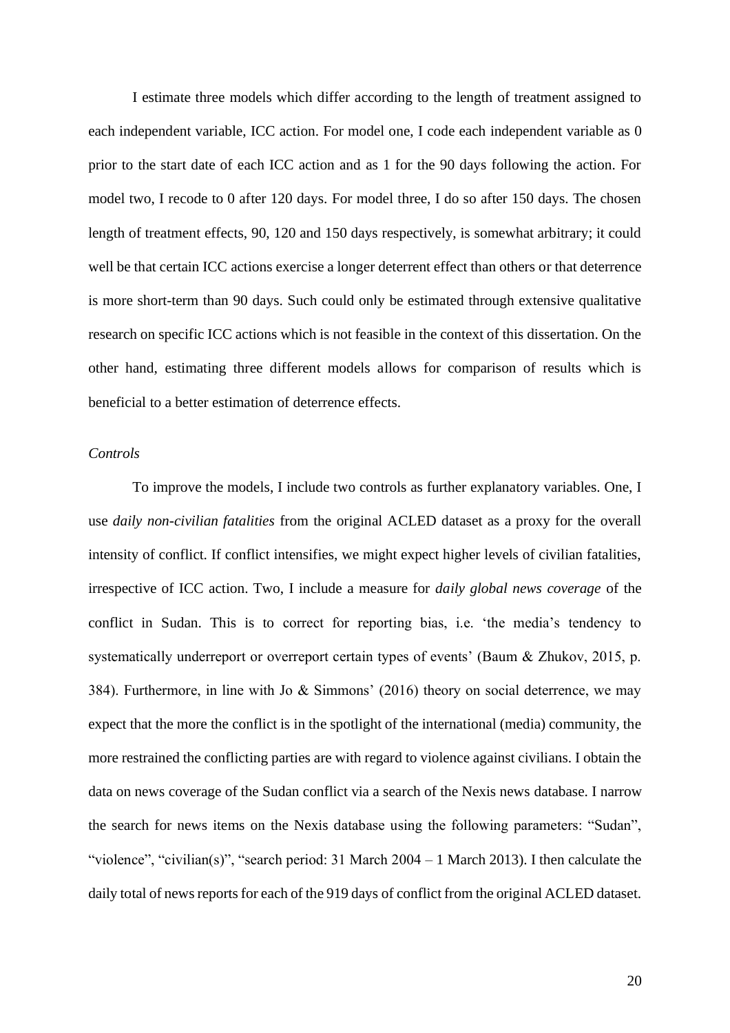I estimate three models which differ according to the length of treatment assigned to each independent variable, ICC action. For model one, I code each independent variable as 0 prior to the start date of each ICC action and as 1 for the 90 days following the action. For model two, I recode to 0 after 120 days. For model three, I do so after 150 days. The chosen length of treatment effects, 90, 120 and 150 days respectively, is somewhat arbitrary; it could well be that certain ICC actions exercise a longer deterrent effect than others or that deterrence is more short-term than 90 days. Such could only be estimated through extensive qualitative research on specific ICC actions which is not feasible in the context of this dissertation. On the other hand, estimating three different models allows for comparison of results which is beneficial to a better estimation of deterrence effects.

*Controls*

To improve the models, I include two controls as further explanatory variables. One, I use *daily non-civilian fatalities* from the original ACLED dataset as a proxy for the overall intensity of conflict. If conflict intensifies, we might expect higher levels of civilian fatalities, irrespective of ICC action. Two, I include a measure for *daily global news coverage* of the conflict in Sudan. This is to correct for reporting bias, i.e. 'the media's tendency to systematically underreport or overreport certain types of events' (Baum & Zhukov, 2015, p. 384). Furthermore, in line with Jo & Simmons' (2016) theory on social deterrence, we may expect that the more the conflict is in the spotlight of the international (media) community, the more restrained the conflicting parties are with regard to violence against civilians. I obtain the data on news coverage of the Sudan conflict via a search of the Nexis news database. I narrow the search for news items on the Nexis database using the following parameters: "Sudan", "violence", "civilian(s)", "search period: 31 March 2004 – 1 March 2013). I then calculate the daily total of news reports for each of the 919 days of conflict from the original ACLED dataset.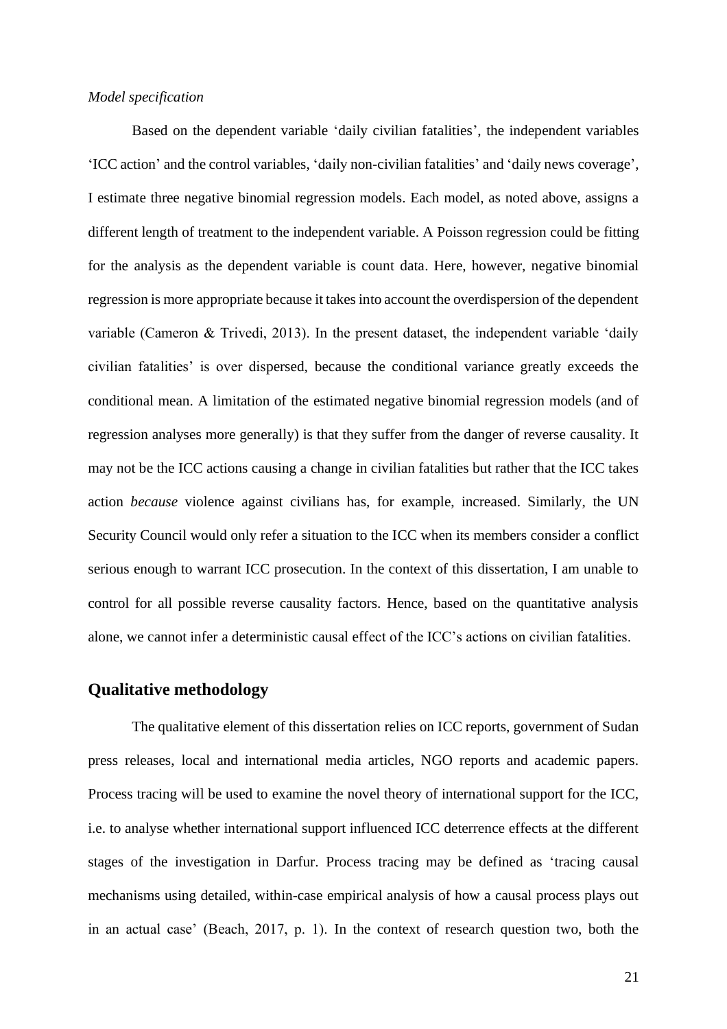*Model specification*

Based on the dependent variable 'daily civilian fatalities', the independent variables 'ICC action' and the control variables, 'daily non-civilian fatalities' and 'daily news coverage', I estimate three negative binomial regression models. Each model, as noted above, assigns a different length of treatment to the independent variable. A Poisson regression could be fitting for the analysis as the dependent variable is count data. Here, however, negative binomial regression is more appropriate because it takes into account the overdispersion of the dependent variable (Cameron & Trivedi, 2013). In the present dataset, the independent variable 'daily civilian fatalities' is over dispersed, because the conditional variance greatly exceeds the conditional mean. A limitation of the estimated negative binomial regression models (and of regression analyses more generally) is that they suffer from the danger of reverse causality. It may not be the ICC actions causing a change in civilian fatalities but rather that the ICC takes action *because* violence against civilians has, for example, increased. Similarly, the UN Security Council would only refer a situation to the ICC when its members consider a conflict serious enough to warrant ICC prosecution. In the context of this dissertation, I am unable to control for all possible reverse causality factors. Hence, based on the quantitative analysis alone, we cannot infer a deterministic causal effect of the ICC's actions on civilian fatalities.

## Qualitative methodology

The qualitative element of this dissertation relies on ICC reports, government of Sudan press releases, local and international media articles, NGO reports and academic papers. Process tracing will be used to examine the novel theory of international support for the ICC, i.e. to analyse whether international support influenced ICC deterrence effects at the different stages of the investigation in Darfur. Process tracing may be defined as 'tracing causal mechanisms using detailed, within-case empirical analysis of how a causal process plays out in an actual case' (Beach, 2017, p. 1). In the context of research question two, both the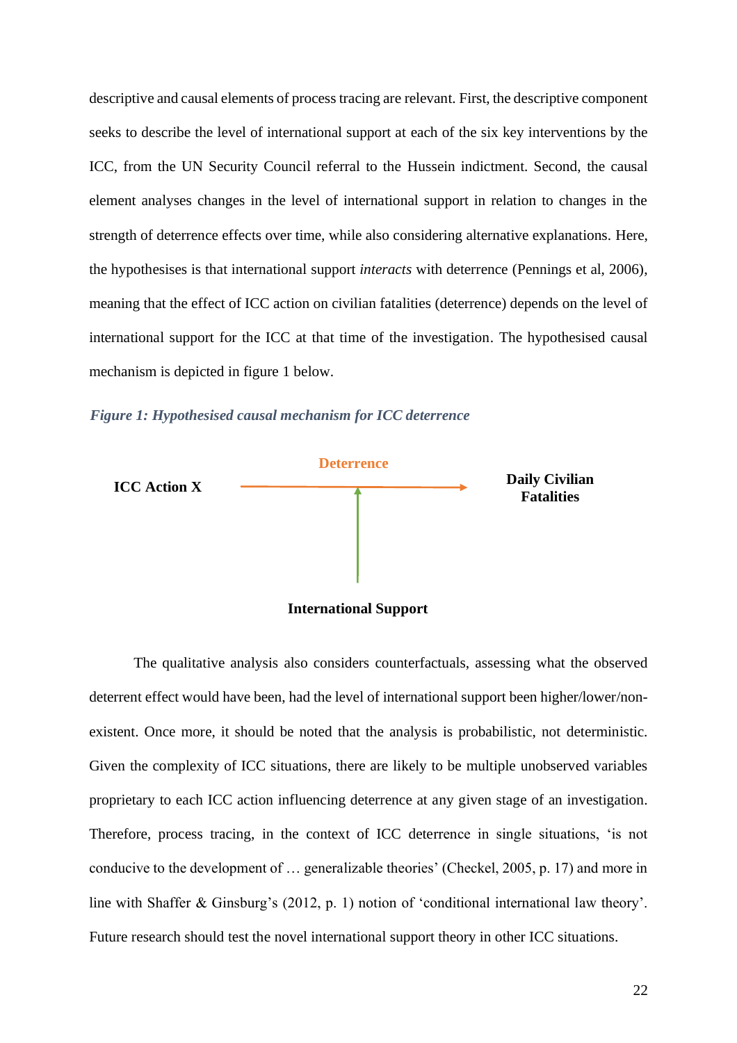descriptive and causal elements of process tracing are relevant. First, the descriptive component seeks to describe the level of international support at each of the six key interventions by the ICC, from the UN Security Council referral to the Hussein indictment. Second, the causal element analyses changes in the level of international support in relation to changes in the strength of deterrence effects over time, while also considering alternative explanations. Here, the hypothesises is that international support *interacts* with deterrence (Pennings et al, 2006), meaning that the effect of ICC action on civilian fatalities (deterrence) depends on the level of international support for the ICC at that time of the investigation. The hypothesised causal mechanism is depicted in figure 1 below.

***Figure 1: Hypothesised causal mechanism for ICC deterrence***

**ICC Action X** — Deterrence → **Daily Civilian Fatalities**

**International Support**

The qualitative analysis also considers counterfactuals, assessing what the observed deterrent effect would have been, had the level of international support been higher/lower/non-existent. Once more, it should be noted that the analysis is probabilistic, not deterministic. Given the complexity of ICC situations, there are likely to be multiple unobserved variables proprietary to each ICC action influencing deterrence at any given stage of an investigation. Therefore, process tracing, in the context of ICC deterrence in single situations, 'is not conducive to the development of … generalizable theories' (Checkel, 2005, p. 17) and more in line with Shaffer & Ginsburg's (2012, p. 1) notion of 'conditional international law theory'. Future research should test the novel international support theory in other ICC situations.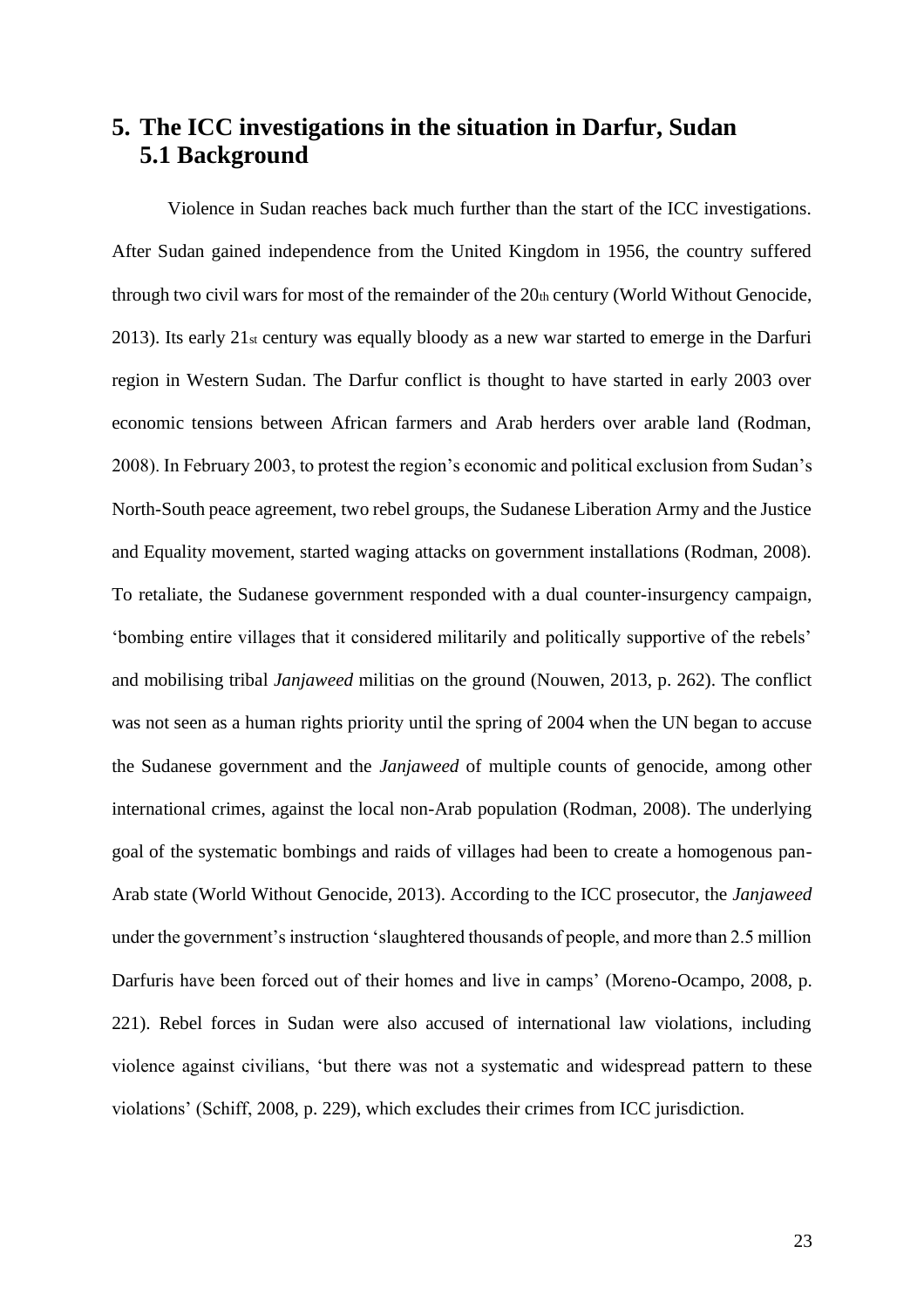# 5. The ICC investigations in the situation in Darfur, Sudan

## 5.1 Background

Violence in Sudan reaches back much further than the start of the ICC investigations. After Sudan gained independence from the United Kingdom in 1956, the country suffered through two civil wars for most of the remainder of the 20th century (World Without Genocide, 2013). Its early 21st century was equally bloody as a new war started to emerge in the Darfuri region in Western Sudan. The Darfur conflict is thought to have started in early 2003 over economic tensions between African farmers and Arab herders over arable land (Rodman, 2008). In February 2003, to protest the region's economic and political exclusion from Sudan's North-South peace agreement, two rebel groups, the Sudanese Liberation Army and the Justice and Equality movement, started waging attacks on government installations (Rodman, 2008). To retaliate, the Sudanese government responded with a dual counter-insurgency campaign, 'bombing entire villages that it considered militarily and politically supportive of the rebels' and mobilising tribal *Janjaweed* militias on the ground (Nouwen, 2013, p. 262). The conflict was not seen as a human rights priority until the spring of 2004 when the UN began to accuse the Sudanese government and the *Janjaweed* of multiple counts of genocide, among other international crimes, against the local non-Arab population (Rodman, 2008). The underlying goal of the systematic bombings and raids of villages had been to create a homogenous pan-Arab state (World Without Genocide, 2013). According to the ICC prosecutor, the *Janjaweed* under the government's instruction 'slaughtered thousands of people, and more than 2.5 million Darfuris have been forced out of their homes and live in camps' (Moreno-Ocampo, 2008, p. 221). Rebel forces in Sudan were also accused of international law violations, including violence against civilians, 'but there was not a systematic and widespread pattern to these violations' (Schiff, 2008, p. 229), which excludes their crimes from ICC jurisdiction.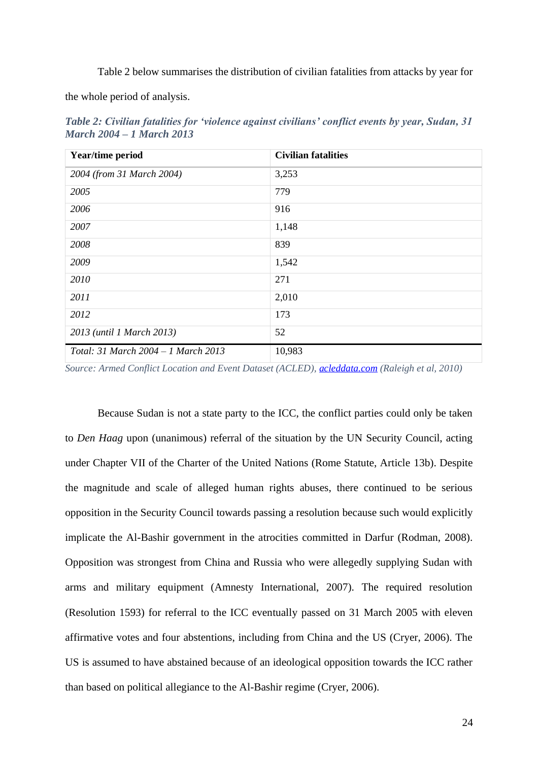Table 2 below summarises the distribution of civilian fatalities from attacks by year for the whole period of analysis.

***Table 2: Civilian fatalities for 'violence against civilians' conflict events by year, Sudan, 31 March 2004 – 1 March 2013***

| Year/time period | Civilian fatalities |
|---|---|
| *2004 (from 31 March 2004)* | 3,253 |
| *2005* | 779 |
| *2006* | 916 |
| *2007* | 1,148 |
| *2008* | 839 |
| *2009* | 1,542 |
| *2010* | 271 |
| *2011* | 2,010 |
| *2012* | 173 |
| *2013 (until 1 March 2013)* | 52 |
| *Total: 31 March 2004 – 1 March 2013* | 10,983 |

*Source: Armed Conflict Location and Event Dataset (ACLED), acleddata.com (Raleigh et al, 2010)*

Because Sudan is not a state party to the ICC, the conflict parties could only be taken to *Den Haag* upon (unanimous) referral of the situation by the UN Security Council, acting under Chapter VII of the Charter of the United Nations (Rome Statute, Article 13b). Despite the magnitude and scale of alleged human rights abuses, there continued to be serious opposition in the Security Council towards passing a resolution because such would explicitly implicate the Al-Bashir government in the atrocities committed in Darfur (Rodman, 2008). Opposition was strongest from China and Russia who were allegedly supplying Sudan with arms and military equipment (Amnesty International, 2007). The required resolution (Resolution 1593) for referral to the ICC eventually passed on 31 March 2005 with eleven affirmative votes and four abstentions, including from China and the US (Cryer, 2006). The US is assumed to have abstained because of an ideological opposition towards the ICC rather than based on political allegiance to the Al-Bashir regime (Cryer, 2006).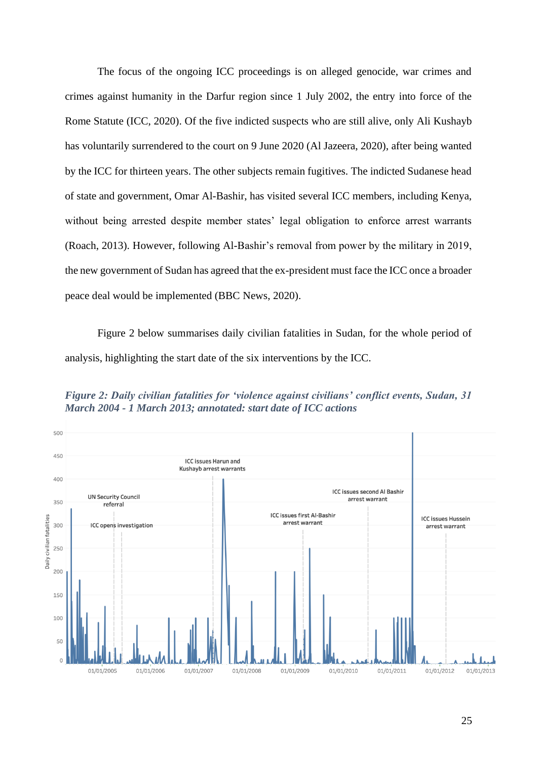The focus of the ongoing ICC proceedings is on alleged genocide, war crimes and crimes against humanity in the Darfur region since 1 July 2002, the entry into force of the Rome Statute (ICC, 2020). Of the five indicted suspects who are still alive, only Ali Kushayb has voluntarily surrendered to the court on 9 June 2020 (Al Jazeera, 2020), after being wanted by the ICC for thirteen years. The other subjects remain fugitives. The indicted Sudanese head of state and government, Omar Al-Bashir, has visited several ICC members, including Kenya, without being arrested despite member states' legal obligation to enforce arrest warrants (Roach, 2013). However, following Al-Bashir's removal from power by the military in 2019, the new government of Sudan has agreed that the ex-president must face the ICC once a broader peace deal would be implemented (BBC News, 2020).

Figure 2 below summarises daily civilian fatalities in Sudan, for the whole period of analysis, highlighting the start date of the six interventions by the ICC.

***Figure 2: Daily civilian fatalities for 'violence against civilians' conflict events, Sudan, 31 March 2004 - 1 March 2013; annotated: start date of ICC actions***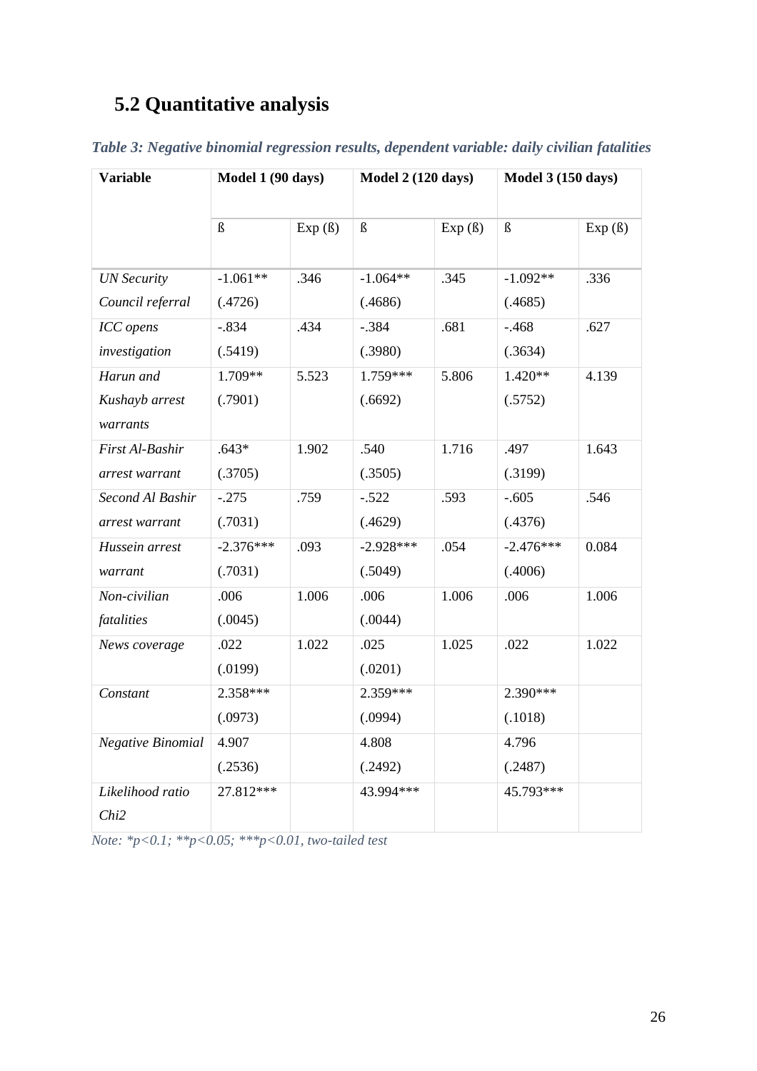## 5.2 Quantitative analysis

*Table 3: Negative binomial regression results, dependent variable: daily civilian fatalities*

| Variable | Model 1 (90 days) | | Model 2 (120 days) | | Model 3 (150 days) | |
|---|---|---|---|---|---|---|
| | ß | Exp (ß) | ß | Exp (ß) | ß | Exp (ß) |
| *UN Security Council referral* | -1.061** (.4726) | .346 | -1.064** (.4686) | .345 | -1.092** (.4685) | .336 |
| *ICC opens investigation* | -.834 (.5419) | .434 | -.384 (.3980) | .681 | -.468 (.3634) | .627 |
| *Harun and Kushayb arrest warrants* | 1.709** (.7901) | 5.523 | 1.759*** (.6692) | 5.806 | 1.420** (.5752) | 4.139 |
| *First Al-Bashir arrest warrant* | .643* (.3705) | 1.902 | .540 (.3505) | 1.716 | .497 (.3199) | 1.643 |
| *Second Al Bashir arrest warrant* | -.275 (.7031) | .759 | -.522 (.4629) | .593 | -.605 (.4376) | .546 |
| *Hussein arrest warrant* | -2.376*** (.7031) | .093 | -2.928*** (.5049) | .054 | -2.476*** (.4006) | 0.084 |
| *Non-civilian fatalities* | .006 (.0045) | 1.006 | .006 (.0044) | 1.006 | .006 | 1.006 |
| *News coverage* | .022 (.0199) | 1.022 | .025 (.0201) | 1.025 | .022 | 1.022 |
| *Constant* | 2.358*** (.0973) | | 2.359*** (.0994) | | 2.390*** (.1018) | |
| *Negative Binomial* | 4.907 (.2536) | | 4.808 (.2492) | | 4.796 (.2487) | |
| *Likelihood ratio Chi2* | 27.812*** | | 43.994*** | | 45.793*** | |

*Note: *p<0.1; **p<0.05; ***p<0.01, two-tailed test*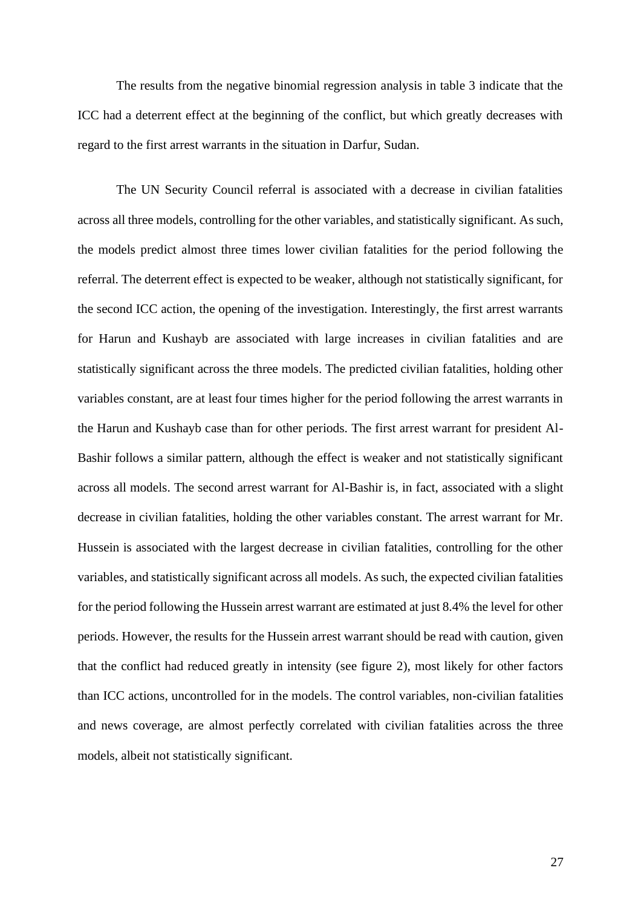The results from the negative binomial regression analysis in table 3 indicate that the ICC had a deterrent effect at the beginning of the conflict, but which greatly decreases with regard to the first arrest warrants in the situation in Darfur, Sudan.

The UN Security Council referral is associated with a decrease in civilian fatalities across all three models, controlling for the other variables, and statistically significant. As such, the models predict almost three times lower civilian fatalities for the period following the referral. The deterrent effect is expected to be weaker, although not statistically significant, for the second ICC action, the opening of the investigation. Interestingly, the first arrest warrants for Harun and Kushayb are associated with large increases in civilian fatalities and are statistically significant across the three models. The predicted civilian fatalities, holding other variables constant, are at least four times higher for the period following the arrest warrants in the Harun and Kushayb case than for other periods. The first arrest warrant for president Al-Bashir follows a similar pattern, although the effect is weaker and not statistically significant across all models. The second arrest warrant for Al-Bashir is, in fact, associated with a slight decrease in civilian fatalities, holding the other variables constant. The arrest warrant for Mr. Hussein is associated with the largest decrease in civilian fatalities, controlling for the other variables, and statistically significant across all models. As such, the expected civilian fatalities for the period following the Hussein arrest warrant are estimated at just 8.4% the level for other periods. However, the results for the Hussein arrest warrant should be read with caution, given that the conflict had reduced greatly in intensity (see figure 2), most likely for other factors than ICC actions, uncontrolled for in the models. The control variables, non-civilian fatalities and news coverage, are almost perfectly correlated with civilian fatalities across the three models, albeit not statistically significant.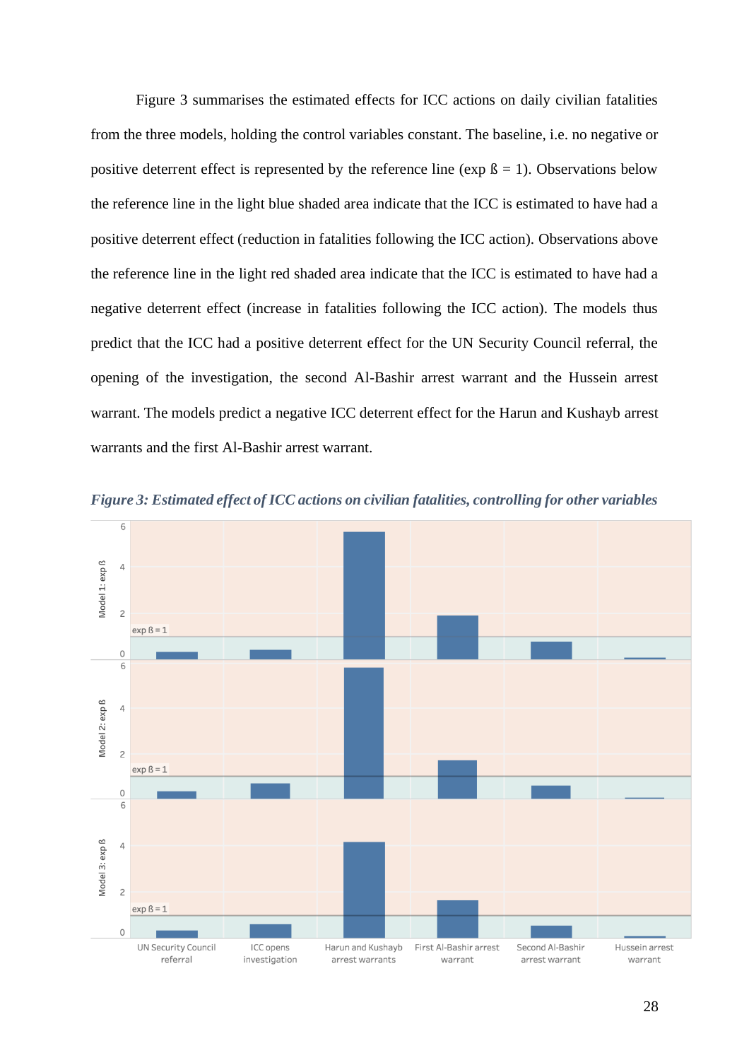Figure 3 summarises the estimated effects for ICC actions on daily civilian fatalities from the three models, holding the control variables constant. The baseline, i.e. no negative or positive deterrent effect is represented by the reference line (exp ß = 1). Observations below the reference line in the light blue shaded area indicate that the ICC is estimated to have had a positive deterrent effect (reduction in fatalities following the ICC action). Observations above the reference line in the light red shaded area indicate that the ICC is estimated to have had a negative deterrent effect (increase in fatalities following the ICC action). The models thus predict that the ICC had a positive deterrent effect for the UN Security Council referral, the opening of the investigation, the second Al-Bashir arrest warrant and the Hussein arrest warrant. The models predict a negative ICC deterrent effect for the Harun and Kushayb arrest warrants and the first Al-Bashir arrest warrant.

***Figure 3: Estimated effect of ICC actions on civilian fatalities, controlling for other variables***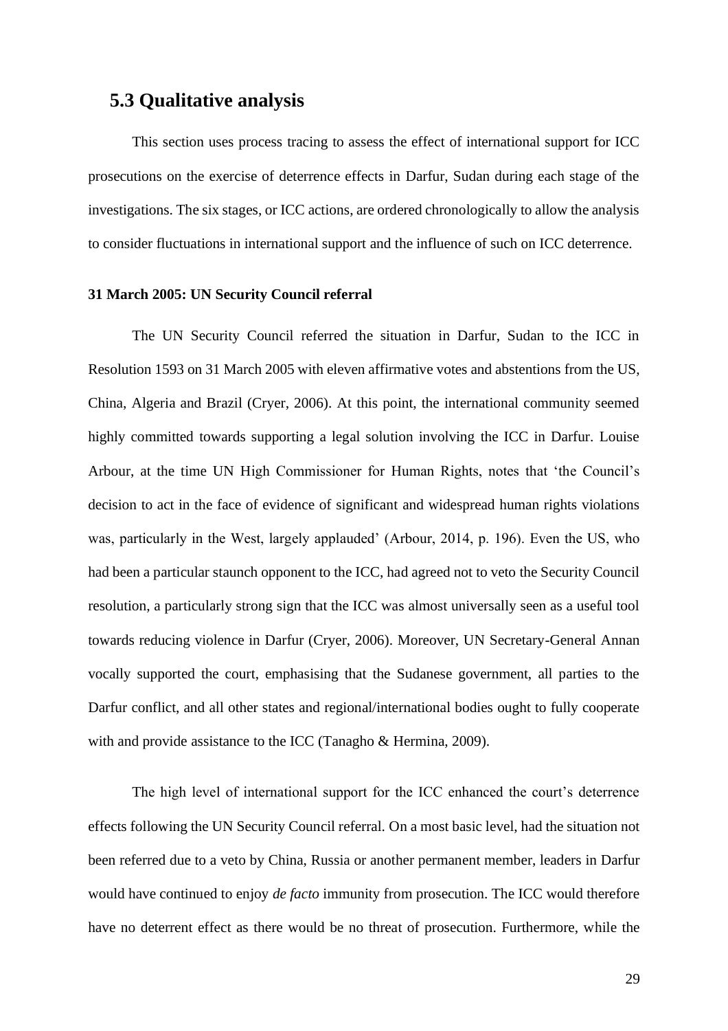## 5.3 Qualitative analysis

This section uses process tracing to assess the effect of international support for ICC prosecutions on the exercise of deterrence effects in Darfur, Sudan during each stage of the investigations. The six stages, or ICC actions, are ordered chronologically to allow the analysis to consider fluctuations in international support and the influence of such on ICC deterrence.

**31 March 2005: UN Security Council referral**

The UN Security Council referred the situation in Darfur, Sudan to the ICC in Resolution 1593 on 31 March 2005 with eleven affirmative votes and abstentions from the US, China, Algeria and Brazil (Cryer, 2006). At this point, the international community seemed highly committed towards supporting a legal solution involving the ICC in Darfur. Louise Arbour, at the time UN High Commissioner for Human Rights, notes that 'the Council's decision to act in the face of evidence of significant and widespread human rights violations was, particularly in the West, largely applauded' (Arbour, 2014, p. 196). Even the US, who had been a particular staunch opponent to the ICC, had agreed not to veto the Security Council resolution, a particularly strong sign that the ICC was almost universally seen as a useful tool towards reducing violence in Darfur (Cryer, 2006). Moreover, UN Secretary-General Annan vocally supported the court, emphasising that the Sudanese government, all parties to the Darfur conflict, and all other states and regional/international bodies ought to fully cooperate with and provide assistance to the ICC (Tanagho & Hermina, 2009).

The high level of international support for the ICC enhanced the court's deterrence effects following the UN Security Council referral. On a most basic level, had the situation not been referred due to a veto by China, Russia or another permanent member, leaders in Darfur would have continued to enjoy *de facto* immunity from prosecution. The ICC would therefore have no deterrent effect as there would be no threat of prosecution. Furthermore, while the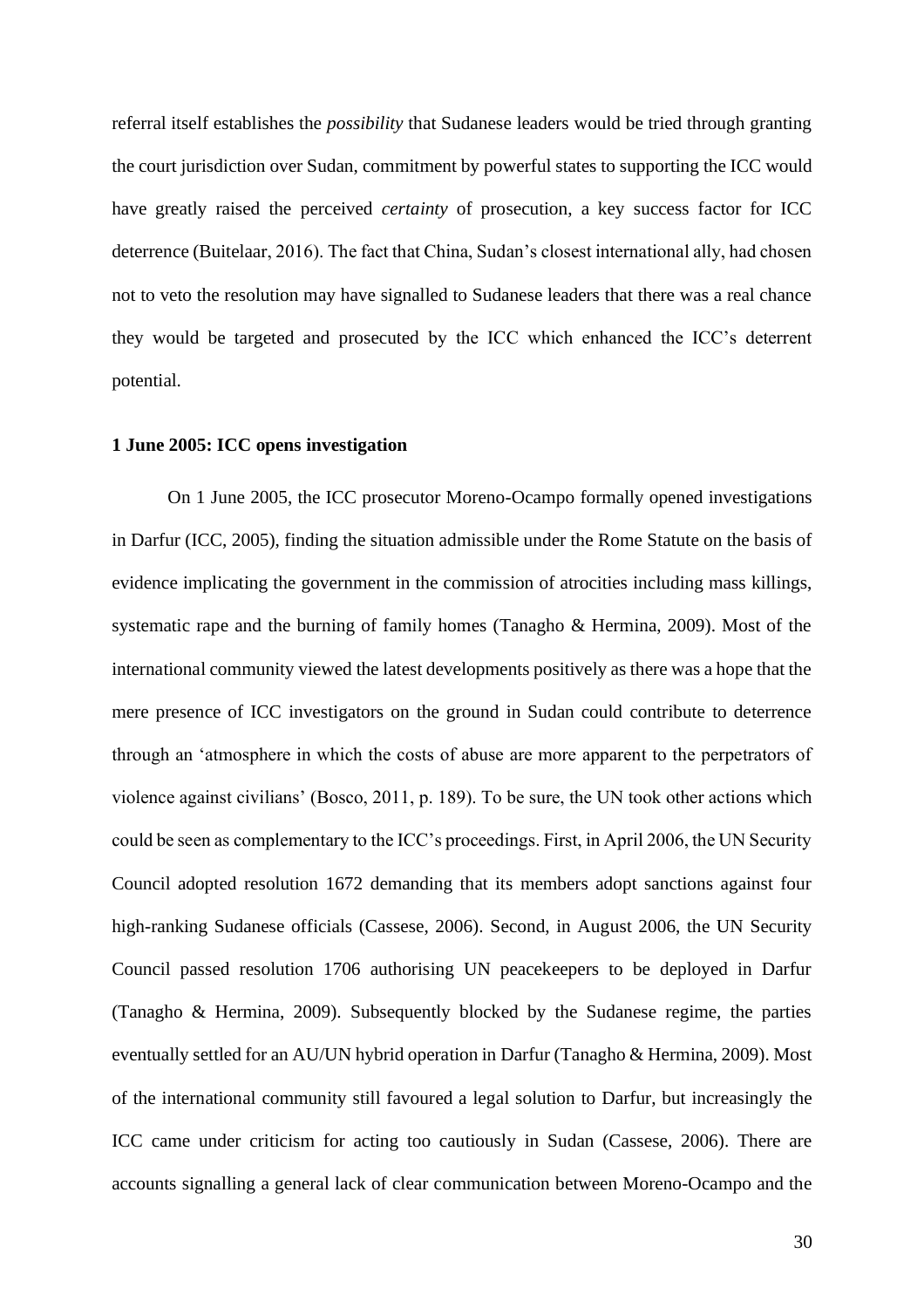referral itself establishes the *possibility* that Sudanese leaders would be tried through granting the court jurisdiction over Sudan, commitment by powerful states to supporting the ICC would have greatly raised the perceived *certainty* of prosecution, a key success factor for ICC deterrence (Buitelaar, 2016). The fact that China, Sudan's closest international ally, had chosen not to veto the resolution may have signalled to Sudanese leaders that there was a real chance they would be targeted and prosecuted by the ICC which enhanced the ICC's deterrent potential.

**1 June 2005: ICC opens investigation**

On 1 June 2005, the ICC prosecutor Moreno-Ocampo formally opened investigations in Darfur (ICC, 2005), finding the situation admissible under the Rome Statute on the basis of evidence implicating the government in the commission of atrocities including mass killings, systematic rape and the burning of family homes (Tanagho & Hermina, 2009). Most of the international community viewed the latest developments positively as there was a hope that the mere presence of ICC investigators on the ground in Sudan could contribute to deterrence through an 'atmosphere in which the costs of abuse are more apparent to the perpetrators of violence against civilians' (Bosco, 2011, p. 189). To be sure, the UN took other actions which could be seen as complementary to the ICC's proceedings. First, in April 2006, the UN Security Council adopted resolution 1672 demanding that its members adopt sanctions against four high-ranking Sudanese officials (Cassese, 2006). Second, in August 2006, the UN Security Council passed resolution 1706 authorising UN peacekeepers to be deployed in Darfur (Tanagho & Hermina, 2009). Subsequently blocked by the Sudanese regime, the parties eventually settled for an AU/UN hybrid operation in Darfur (Tanagho & Hermina, 2009). Most of the international community still favoured a legal solution to Darfur, but increasingly the ICC came under criticism for acting too cautiously in Sudan (Cassese, 2006). There are accounts signalling a general lack of clear communication between Moreno-Ocampo and the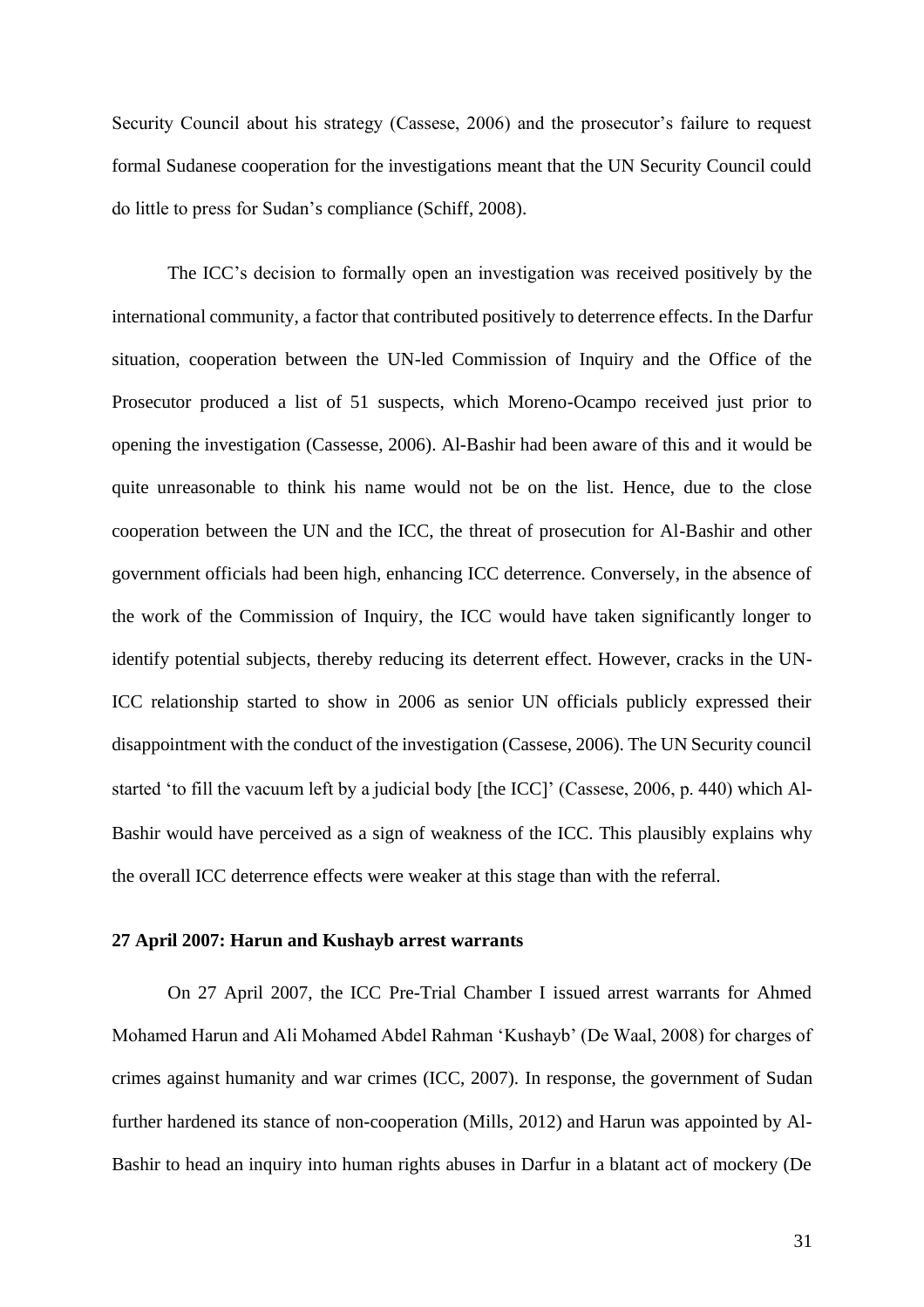Security Council about his strategy (Cassese, 2006) and the prosecutor's failure to request formal Sudanese cooperation for the investigations meant that the UN Security Council could do little to press for Sudan's compliance (Schiff, 2008).

The ICC's decision to formally open an investigation was received positively by the international community, a factor that contributed positively to deterrence effects. In the Darfur situation, cooperation between the UN-led Commission of Inquiry and the Office of the Prosecutor produced a list of 51 suspects, which Moreno-Ocampo received just prior to opening the investigation (Cassesse, 2006). Al-Bashir had been aware of this and it would be quite unreasonable to think his name would not be on the list. Hence, due to the close cooperation between the UN and the ICC, the threat of prosecution for Al-Bashir and other government officials had been high, enhancing ICC deterrence. Conversely, in the absence of the work of the Commission of Inquiry, the ICC would have taken significantly longer to identify potential subjects, thereby reducing its deterrent effect. However, cracks in the UN-ICC relationship started to show in 2006 as senior UN officials publicly expressed their disappointment with the conduct of the investigation (Cassese, 2006). The UN Security council started 'to fill the vacuum left by a judicial body [the ICC]' (Cassese, 2006, p. 440) which Al-Bashir would have perceived as a sign of weakness of the ICC. This plausibly explains why the overall ICC deterrence effects were weaker at this stage than with the referral.

**27 April 2007: Harun and Kushayb arrest warrants**

On 27 April 2007, the ICC Pre-Trial Chamber I issued arrest warrants for Ahmed Mohamed Harun and Ali Mohamed Abdel Rahman 'Kushayb' (De Waal, 2008) for charges of crimes against humanity and war crimes (ICC, 2007). In response, the government of Sudan further hardened its stance of non-cooperation (Mills, 2012) and Harun was appointed by Al-Bashir to head an inquiry into human rights abuses in Darfur in a blatant act of mockery (De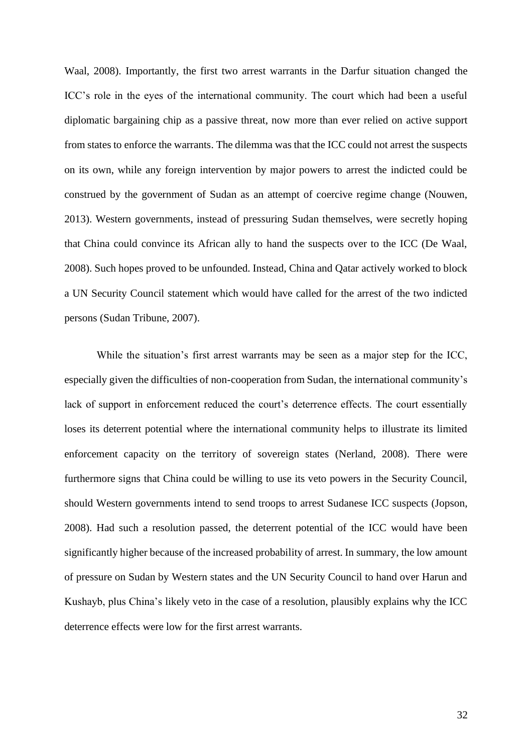Waal, 2008). Importantly, the first two arrest warrants in the Darfur situation changed the ICC's role in the eyes of the international community. The court which had been a useful diplomatic bargaining chip as a passive threat, now more than ever relied on active support from states to enforce the warrants. The dilemma was that the ICC could not arrest the suspects on its own, while any foreign intervention by major powers to arrest the indicted could be construed by the government of Sudan as an attempt of coercive regime change (Nouwen, 2013). Western governments, instead of pressuring Sudan themselves, were secretly hoping that China could convince its African ally to hand the suspects over to the ICC (De Waal, 2008). Such hopes proved to be unfounded. Instead, China and Qatar actively worked to block a UN Security Council statement which would have called for the arrest of the two indicted persons (Sudan Tribune, 2007).

While the situation's first arrest warrants may be seen as a major step for the ICC, especially given the difficulties of non-cooperation from Sudan, the international community's lack of support in enforcement reduced the court's deterrence effects. The court essentially loses its deterrent potential where the international community helps to illustrate its limited enforcement capacity on the territory of sovereign states (Nerland, 2008). There were furthermore signs that China could be willing to use its veto powers in the Security Council, should Western governments intend to send troops to arrest Sudanese ICC suspects (Jopson, 2008). Had such a resolution passed, the deterrent potential of the ICC would have been significantly higher because of the increased probability of arrest. In summary, the low amount of pressure on Sudan by Western states and the UN Security Council to hand over Harun and Kushayb, plus China's likely veto in the case of a resolution, plausibly explains why the ICC deterrence effects were low for the first arrest warrants.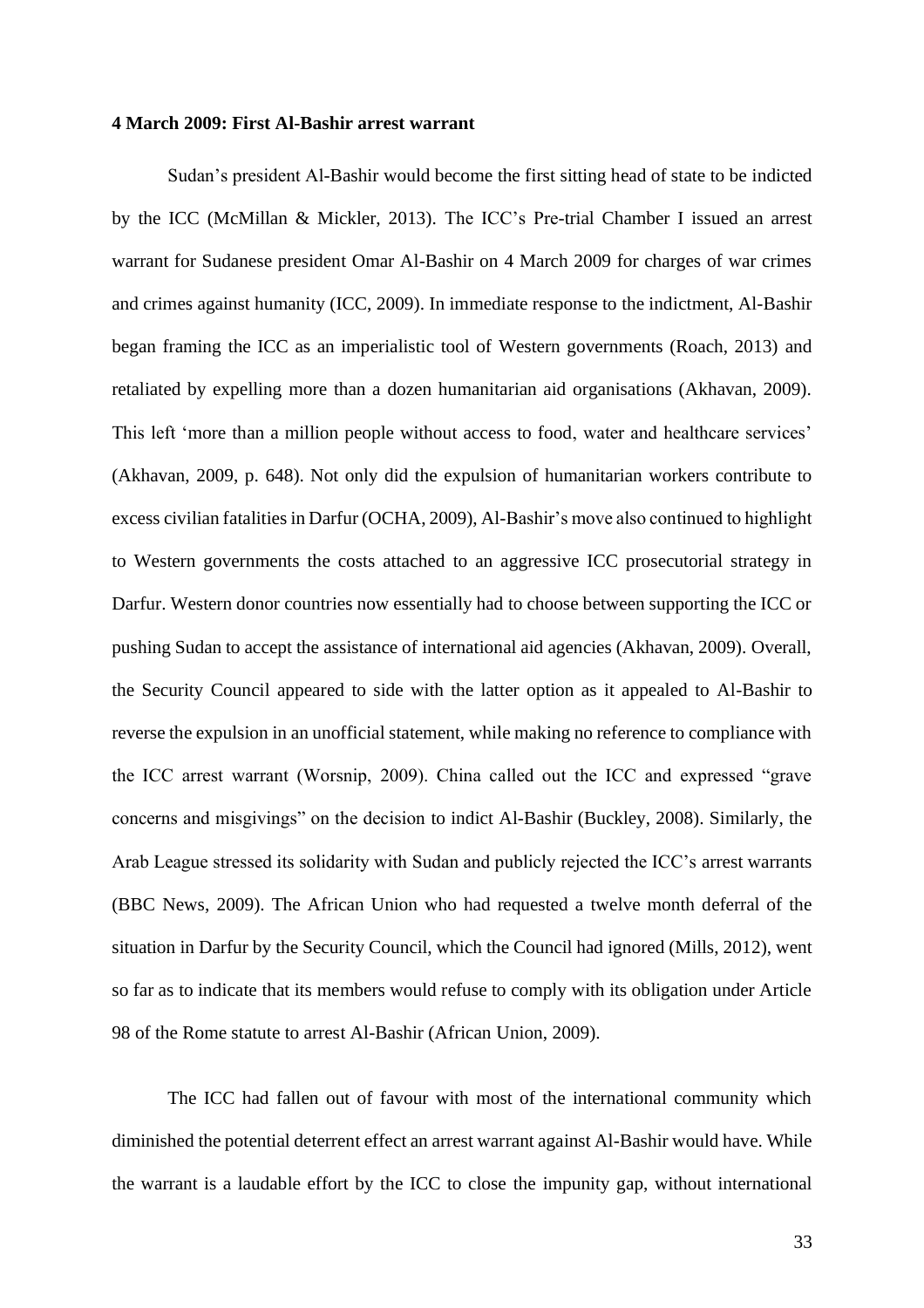**4 March 2009: First Al-Bashir arrest warrant**

Sudan's president Al-Bashir would become the first sitting head of state to be indicted by the ICC (McMillan & Mickler, 2013). The ICC's Pre-trial Chamber I issued an arrest warrant for Sudanese president Omar Al-Bashir on 4 March 2009 for charges of war crimes and crimes against humanity (ICC, 2009). In immediate response to the indictment, Al-Bashir began framing the ICC as an imperialistic tool of Western governments (Roach, 2013) and retaliated by expelling more than a dozen humanitarian aid organisations (Akhavan, 2009). This left 'more than a million people without access to food, water and healthcare services' (Akhavan, 2009, p. 648). Not only did the expulsion of humanitarian workers contribute to excess civilian fatalities in Darfur (OCHA, 2009), Al-Bashir's move also continued to highlight to Western governments the costs attached to an aggressive ICC prosecutorial strategy in Darfur. Western donor countries now essentially had to choose between supporting the ICC or pushing Sudan to accept the assistance of international aid agencies (Akhavan, 2009). Overall, the Security Council appeared to side with the latter option as it appealed to Al-Bashir to reverse the expulsion in an unofficial statement, while making no reference to compliance with the ICC arrest warrant (Worsnip, 2009). China called out the ICC and expressed "grave concerns and misgivings" on the decision to indict Al-Bashir (Buckley, 2008). Similarly, the Arab League stressed its solidarity with Sudan and publicly rejected the ICC's arrest warrants (BBC News, 2009). The African Union who had requested a twelve month deferral of the situation in Darfur by the Security Council, which the Council had ignored (Mills, 2012), went so far as to indicate that its members would refuse to comply with its obligation under Article 98 of the Rome statute to arrest Al-Bashir (African Union, 2009).

The ICC had fallen out of favour with most of the international community which diminished the potential deterrent effect an arrest warrant against Al-Bashir would have. While the warrant is a laudable effort by the ICC to close the impunity gap, without international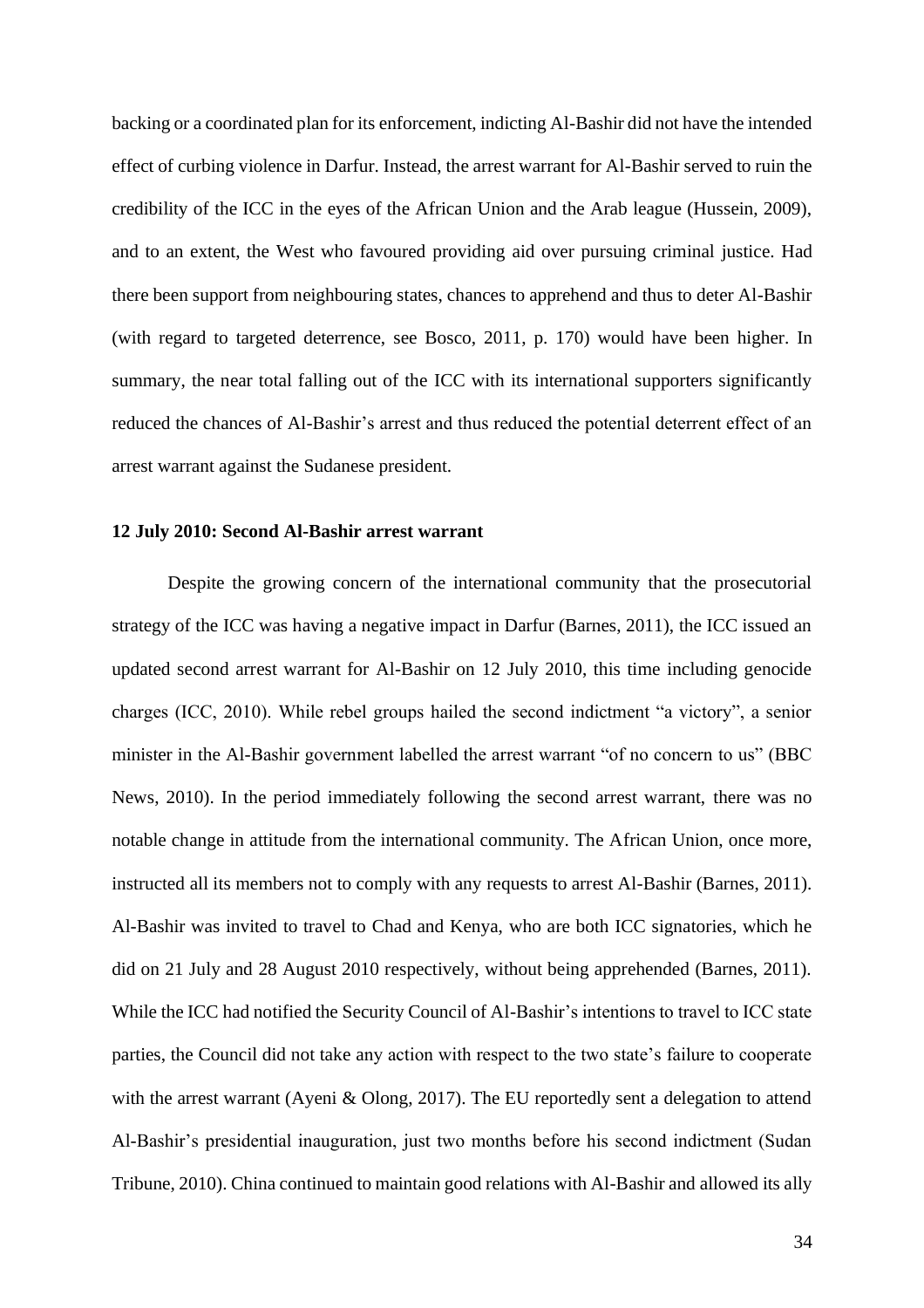backing or a coordinated plan for its enforcement, indicting Al-Bashir did not have the intended effect of curbing violence in Darfur. Instead, the arrest warrant for Al-Bashir served to ruin the credibility of the ICC in the eyes of the African Union and the Arab league (Hussein, 2009), and to an extent, the West who favoured providing aid over pursuing criminal justice. Had there been support from neighbouring states, chances to apprehend and thus to deter Al-Bashir (with regard to targeted deterrence, see Bosco, 2011, p. 170) would have been higher. In summary, the near total falling out of the ICC with its international supporters significantly reduced the chances of Al-Bashir's arrest and thus reduced the potential deterrent effect of an arrest warrant against the Sudanese president.

**12 July 2010: Second Al-Bashir arrest warrant**

Despite the growing concern of the international community that the prosecutorial strategy of the ICC was having a negative impact in Darfur (Barnes, 2011), the ICC issued an updated second arrest warrant for Al-Bashir on 12 July 2010, this time including genocide charges (ICC, 2010). While rebel groups hailed the second indictment "a victory", a senior minister in the Al-Bashir government labelled the arrest warrant "of no concern to us" (BBC News, 2010). In the period immediately following the second arrest warrant, there was no notable change in attitude from the international community. The African Union, once more, instructed all its members not to comply with any requests to arrest Al-Bashir (Barnes, 2011). Al-Bashir was invited to travel to Chad and Kenya, who are both ICC signatories, which he did on 21 July and 28 August 2010 respectively, without being apprehended (Barnes, 2011). While the ICC had notified the Security Council of Al-Bashir's intentions to travel to ICC state parties, the Council did not take any action with respect to the two state's failure to cooperate with the arrest warrant (Ayeni & Olong, 2017). The EU reportedly sent a delegation to attend Al-Bashir's presidential inauguration, just two months before his second indictment (Sudan Tribune, 2010). China continued to maintain good relations with Al-Bashir and allowed its ally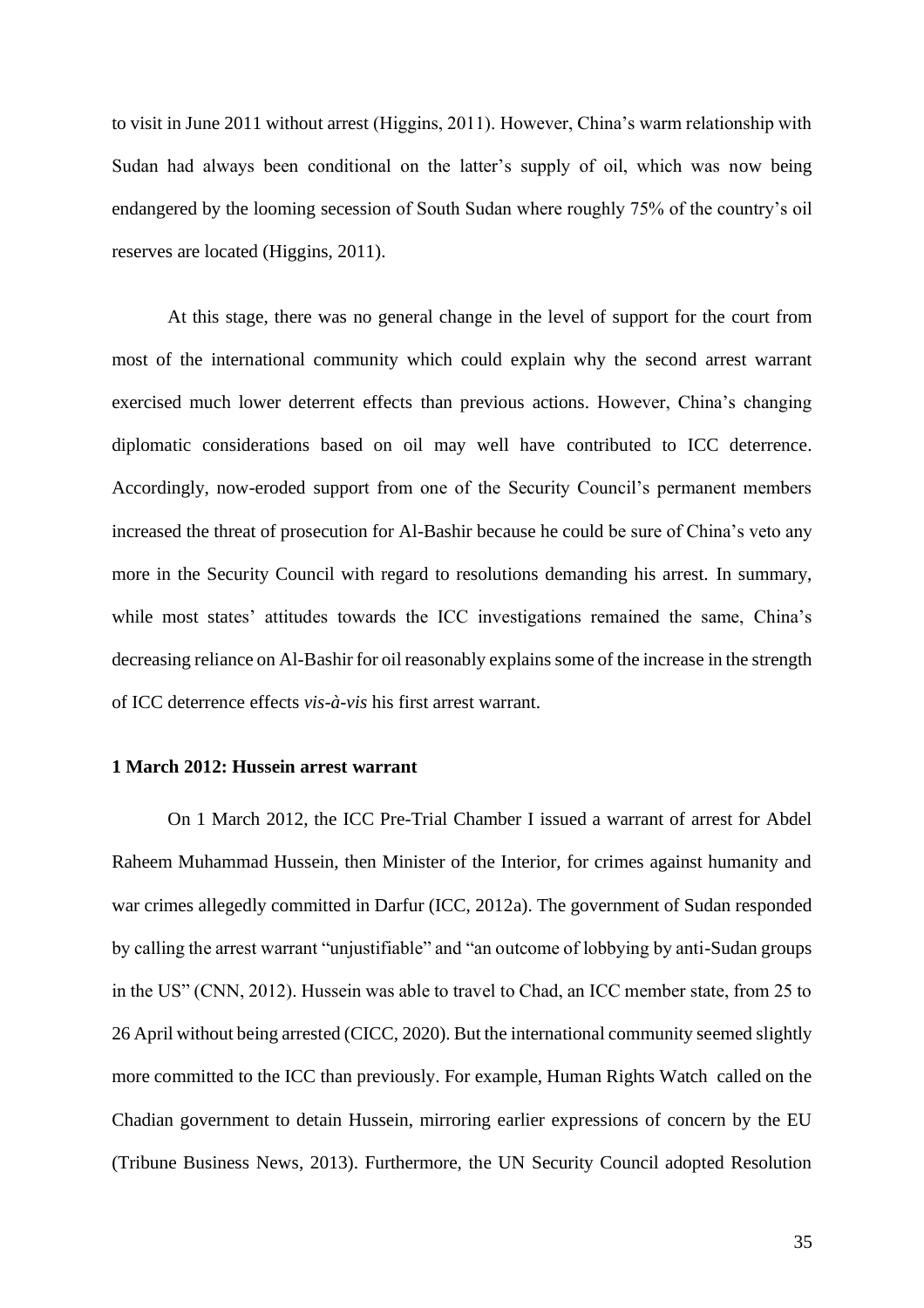to visit in June 2011 without arrest (Higgins, 2011). However, China's warm relationship with Sudan had always been conditional on the latter's supply of oil, which was now being endangered by the looming secession of South Sudan where roughly 75% of the country's oil reserves are located (Higgins, 2011).

At this stage, there was no general change in the level of support for the court from most of the international community which could explain why the second arrest warrant exercised much lower deterrent effects than previous actions. However, China's changing diplomatic considerations based on oil may well have contributed to ICC deterrence. Accordingly, now-eroded support from one of the Security Council's permanent members increased the threat of prosecution for Al-Bashir because he could be sure of China's veto any more in the Security Council with regard to resolutions demanding his arrest. In summary, while most states' attitudes towards the ICC investigations remained the same, China's decreasing reliance on Al-Bashir for oil reasonably explains some of the increase in the strength of ICC deterrence effects *vis-à-vis* his first arrest warrant.

**1 March 2012: Hussein arrest warrant**

On 1 March 2012, the ICC Pre-Trial Chamber I issued a warrant of arrest for Abdel Raheem Muhammad Hussein, then Minister of the Interior, for crimes against humanity and war crimes allegedly committed in Darfur (ICC, 2012a). The government of Sudan responded by calling the arrest warrant "unjustifiable" and "an outcome of lobbying by anti-Sudan groups in the US" (CNN, 2012). Hussein was able to travel to Chad, an ICC member state, from 25 to 26 April without being arrested (CICC, 2020). But the international community seemed slightly more committed to the ICC than previously. For example, Human Rights Watch called on the Chadian government to detain Hussein, mirroring earlier expressions of concern by the EU (Tribune Business News, 2013). Furthermore, the UN Security Council adopted Resolution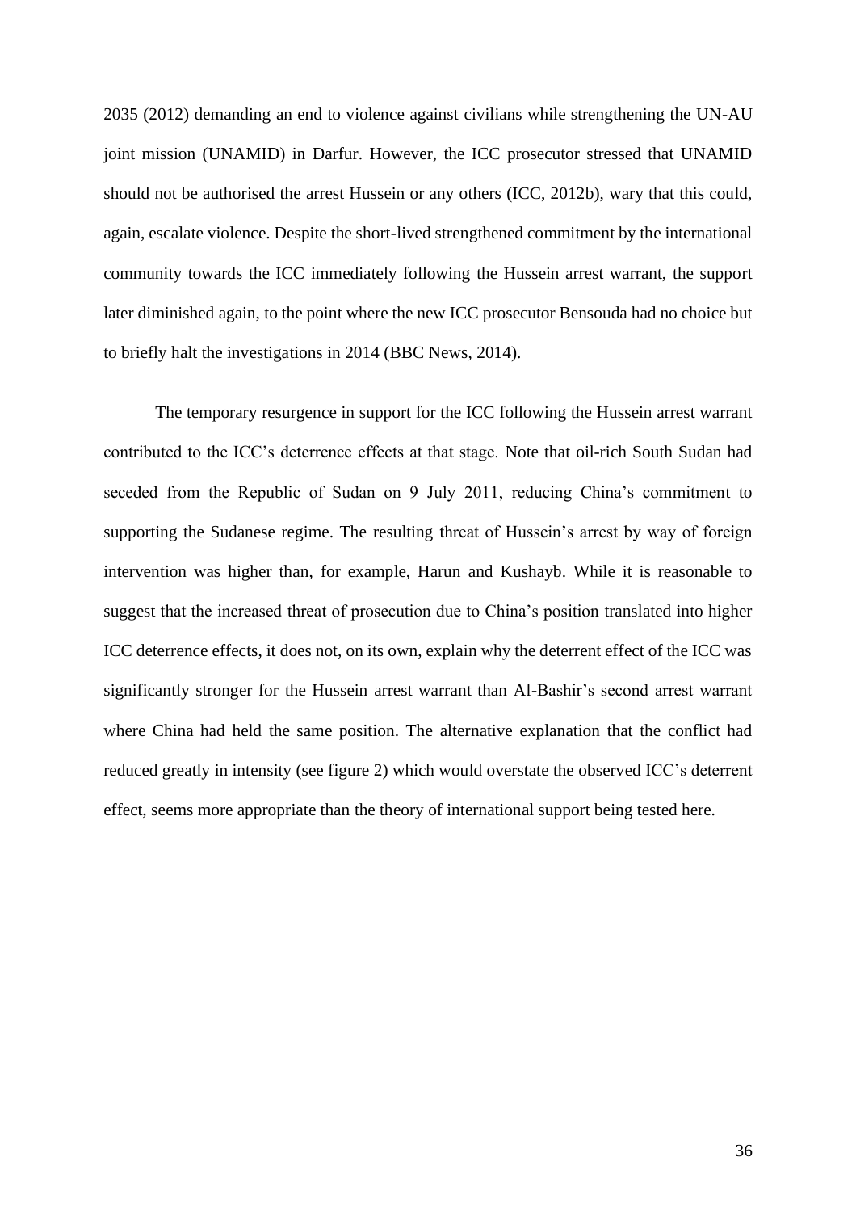2035 (2012) demanding an end to violence against civilians while strengthening the UN-AU joint mission (UNAMID) in Darfur. However, the ICC prosecutor stressed that UNAMID should not be authorised the arrest Hussein or any others (ICC, 2012b), wary that this could, again, escalate violence. Despite the short-lived strengthened commitment by the international community towards the ICC immediately following the Hussein arrest warrant, the support later diminished again, to the point where the new ICC prosecutor Bensouda had no choice but to briefly halt the investigations in 2014 (BBC News, 2014).

The temporary resurgence in support for the ICC following the Hussein arrest warrant contributed to the ICC's deterrence effects at that stage. Note that oil-rich South Sudan had seceded from the Republic of Sudan on 9 July 2011, reducing China's commitment to supporting the Sudanese regime. The resulting threat of Hussein's arrest by way of foreign intervention was higher than, for example, Harun and Kushayb. While it is reasonable to suggest that the increased threat of prosecution due to China's position translated into higher ICC deterrence effects, it does not, on its own, explain why the deterrent effect of the ICC was significantly stronger for the Hussein arrest warrant than Al-Bashir's second arrest warrant where China had held the same position. The alternative explanation that the conflict had reduced greatly in intensity (see figure 2) which would overstate the observed ICC's deterrent effect, seems more appropriate than the theory of international support being tested here.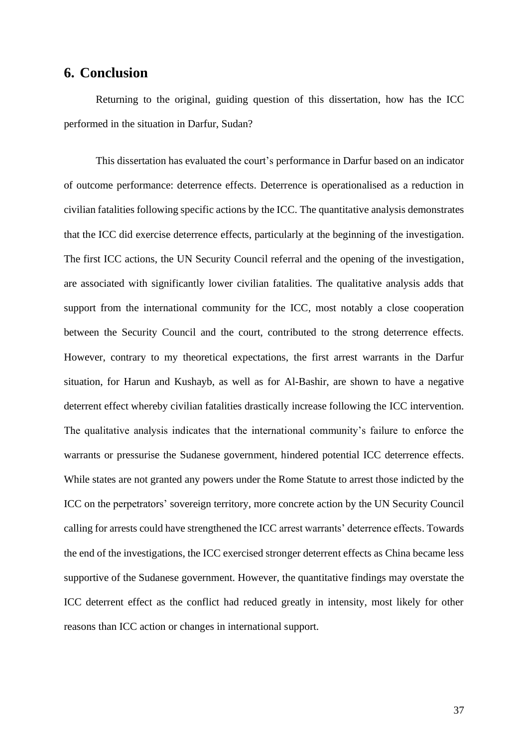# 6. Conclusion

Returning to the original, guiding question of this dissertation, how has the ICC performed in the situation in Darfur, Sudan?

This dissertation has evaluated the court's performance in Darfur based on an indicator of outcome performance: deterrence effects. Deterrence is operationalised as a reduction in civilian fatalities following specific actions by the ICC. The quantitative analysis demonstrates that the ICC did exercise deterrence effects, particularly at the beginning of the investigation. The first ICC actions, the UN Security Council referral and the opening of the investigation, are associated with significantly lower civilian fatalities. The qualitative analysis adds that support from the international community for the ICC, most notably a close cooperation between the Security Council and the court, contributed to the strong deterrence effects. However, contrary to my theoretical expectations, the first arrest warrants in the Darfur situation, for Harun and Kushayb, as well as for Al-Bashir, are shown to have a negative deterrent effect whereby civilian fatalities drastically increase following the ICC intervention. The qualitative analysis indicates that the international community's failure to enforce the warrants or pressurise the Sudanese government, hindered potential ICC deterrence effects. While states are not granted any powers under the Rome Statute to arrest those indicted by the ICC on the perpetrators' sovereign territory, more concrete action by the UN Security Council calling for arrests could have strengthened the ICC arrest warrants' deterrence effects. Towards the end of the investigations, the ICC exercised stronger deterrent effects as China became less supportive of the Sudanese government. However, the quantitative findings may overstate the ICC deterrent effect as the conflict had reduced greatly in intensity, most likely for other reasons than ICC action or changes in international support.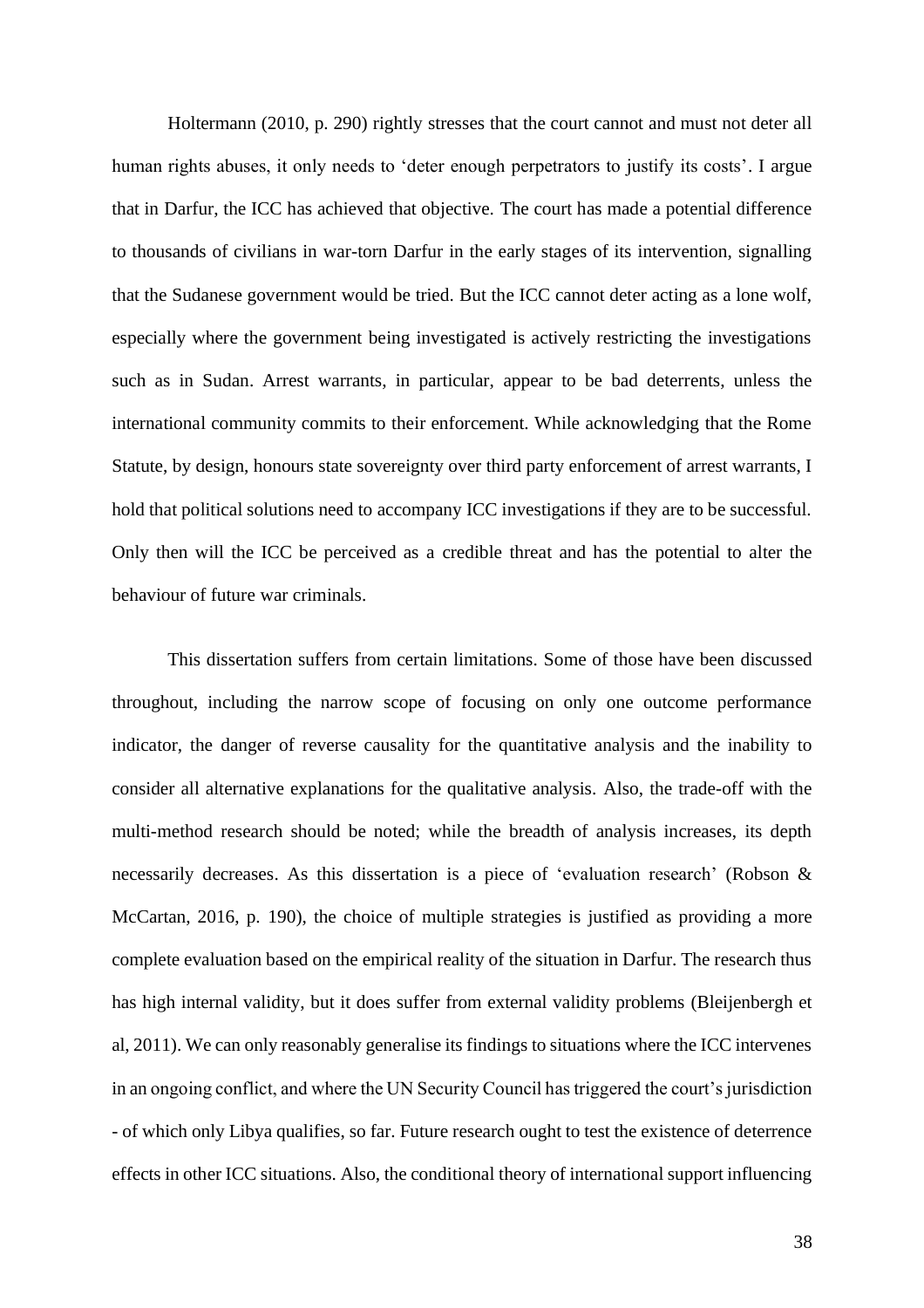Holtermann (2010, p. 290) rightly stresses that the court cannot and must not deter all human rights abuses, it only needs to 'deter enough perpetrators to justify its costs'. I argue that in Darfur, the ICC has achieved that objective. The court has made a potential difference to thousands of civilians in war-torn Darfur in the early stages of its intervention, signalling that the Sudanese government would be tried. But the ICC cannot deter acting as a lone wolf, especially where the government being investigated is actively restricting the investigations such as in Sudan. Arrest warrants, in particular, appear to be bad deterrents, unless the international community commits to their enforcement. While acknowledging that the Rome Statute, by design, honours state sovereignty over third party enforcement of arrest warrants, I hold that political solutions need to accompany ICC investigations if they are to be successful. Only then will the ICC be perceived as a credible threat and has the potential to alter the behaviour of future war criminals.

This dissertation suffers from certain limitations. Some of those have been discussed throughout, including the narrow scope of focusing on only one outcome performance indicator, the danger of reverse causality for the quantitative analysis and the inability to consider all alternative explanations for the qualitative analysis. Also, the trade-off with the multi-method research should be noted; while the breadth of analysis increases, its depth necessarily decreases. As this dissertation is a piece of 'evaluation research' (Robson & McCartan, 2016, p. 190), the choice of multiple strategies is justified as providing a more complete evaluation based on the empirical reality of the situation in Darfur. The research thus has high internal validity, but it does suffer from external validity problems (Bleijenbergh et al, 2011). We can only reasonably generalise its findings to situations where the ICC intervenes in an ongoing conflict, and where the UN Security Council has triggered the court's jurisdiction - of which only Libya qualifies, so far. Future research ought to test the existence of deterrence effects in other ICC situations. Also, the conditional theory of international support influencing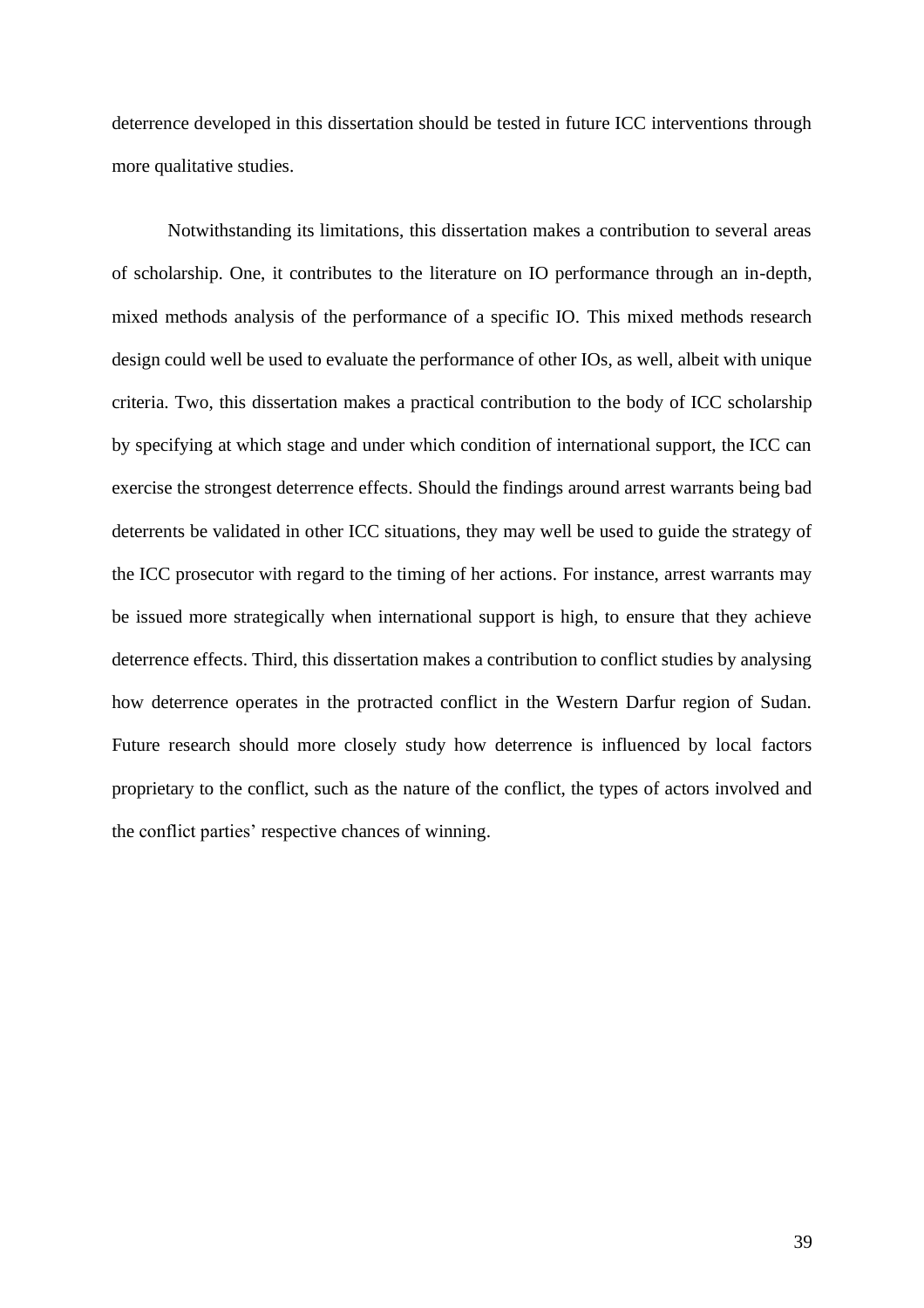deterrence developed in this dissertation should be tested in future ICC interventions through more qualitative studies.

Notwithstanding its limitations, this dissertation makes a contribution to several areas of scholarship. One, it contributes to the literature on IO performance through an in-depth, mixed methods analysis of the performance of a specific IO. This mixed methods research design could well be used to evaluate the performance of other IOs, as well, albeit with unique criteria. Two, this dissertation makes a practical contribution to the body of ICC scholarship by specifying at which stage and under which condition of international support, the ICC can exercise the strongest deterrence effects. Should the findings around arrest warrants being bad deterrents be validated in other ICC situations, they may well be used to guide the strategy of the ICC prosecutor with regard to the timing of her actions. For instance, arrest warrants may be issued more strategically when international support is high, to ensure that they achieve deterrence effects. Third, this dissertation makes a contribution to conflict studies by analysing how deterrence operates in the protracted conflict in the Western Darfur region of Sudan. Future research should more closely study how deterrence is influenced by local factors proprietary to the conflict, such as the nature of the conflict, the types of actors involved and the conflict parties' respective chances of winning.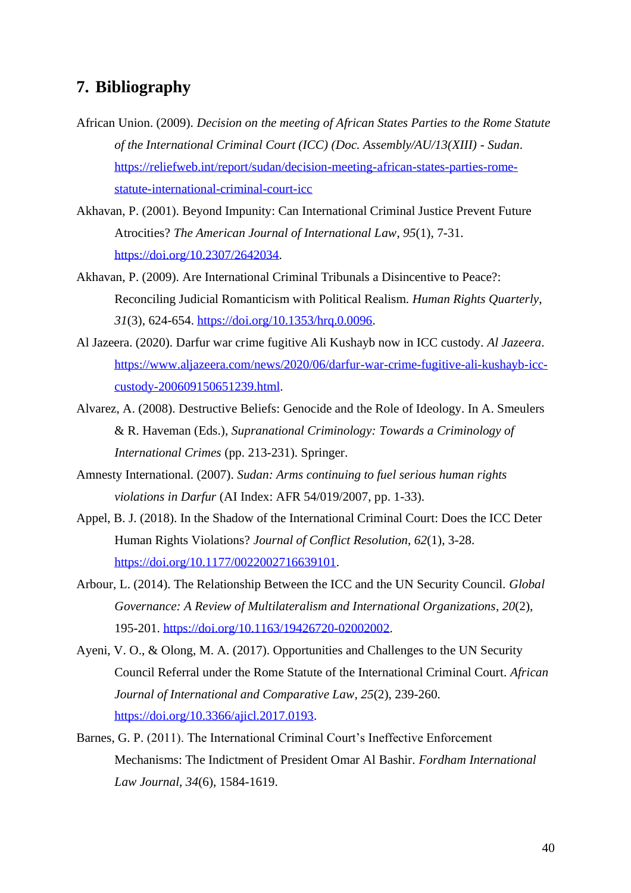## 7. Bibliography

African Union. (2009). *Decision on the meeting of African States Parties to the Rome Statute of the International Criminal Court (ICC) (Doc. Assembly/AU/13(XIII) - Sudan*. https://reliefweb.int/report/sudan/decision-meeting-african-states-parties-rome-statute-international-criminal-court-icc

Akhavan, P. (2001). Beyond Impunity: Can International Criminal Justice Prevent Future Atrocities? *The American Journal of International Law*, *95*(1), 7-31. https://doi.org/10.2307/2642034.

Akhavan, P. (2009). Are International Criminal Tribunals a Disincentive to Peace?: Reconciling Judicial Romanticism with Political Realism. *Human Rights Quarterly*, *31*(3), 624-654. https://doi.org/10.1353/hrq.0.0096.

Al Jazeera. (2020). Darfur war crime fugitive Ali Kushayb now in ICC custody. *Al Jazeera*. https://www.aljazeera.com/news/2020/06/darfur-war-crime-fugitive-ali-kushayb-icc-custody-200609150651239.html.

Alvarez, A. (2008). Destructive Beliefs: Genocide and the Role of Ideology. In A. Smeulers & R. Haveman (Eds.), *Supranational Criminology: Towards a Criminology of International Crimes* (pp. 213-231). Springer.

Amnesty International. (2007). *Sudan: Arms continuing to fuel serious human rights violations in Darfur* (AI Index: AFR 54/019/2007, pp. 1-33).

Appel, B. J. (2018). In the Shadow of the International Criminal Court: Does the ICC Deter Human Rights Violations? *Journal of Conflict Resolution*, *62*(1), 3-28. https://doi.org/10.1177/0022002716639101.

Arbour, L. (2014). The Relationship Between the ICC and the UN Security Council. *Global Governance: A Review of Multilateralism and International Organizations*, *20*(2), 195-201. https://doi.org/10.1163/19426720-02002002.

Ayeni, V. O., & Olong, M. A. (2017). Opportunities and Challenges to the UN Security Council Referral under the Rome Statute of the International Criminal Court. *African Journal of International and Comparative Law*, *25*(2), 239-260. https://doi.org/10.3366/ajicl.2017.0193.

Barnes, G. P. (2011). The International Criminal Court's Ineffective Enforcement Mechanisms: The Indictment of President Omar Al Bashir. *Fordham International Law Journal*, *34*(6), 1584-1619.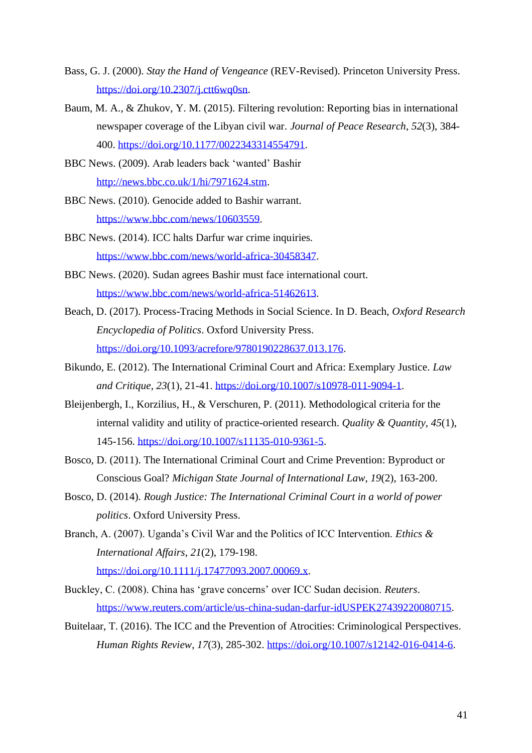Bass, G. J. (2000). *Stay the Hand of Vengeance* (REV-Revised). Princeton University Press. https://doi.org/10.2307/j.ctt6wq0sn.

Baum, M. A., & Zhukov, Y. M. (2015). Filtering revolution: Reporting bias in international newspaper coverage of the Libyan civil war. *Journal of Peace Research*, *52*(3), 384-400. https://doi.org/10.1177/0022343314554791.

BBC News. (2009). Arab leaders back 'wanted' Bashir http://news.bbc.co.uk/1/hi/7971624.stm.

BBC News. (2010). Genocide added to Bashir warrant. https://www.bbc.com/news/10603559.

BBC News. (2014). ICC halts Darfur war crime inquiries. https://www.bbc.com/news/world-africa-30458347.

BBC News. (2020). Sudan agrees Bashir must face international court. https://www.bbc.com/news/world-africa-51462613.

Beach, D. (2017). Process-Tracing Methods in Social Science. In D. Beach, *Oxford Research Encyclopedia of Politics*. Oxford University Press. https://doi.org/10.1093/acrefore/9780190228637.013.176.

Bikundo, E. (2012). The International Criminal Court and Africa: Exemplary Justice. *Law and Critique*, *23*(1), 21-41. https://doi.org/10.1007/s10978-011-9094-1.

Bleijenbergh, I., Korzilius, H., & Verschuren, P. (2011). Methodological criteria for the internal validity and utility of practice-oriented research. *Quality & Quantity*, *45*(1), 145-156. https://doi.org/10.1007/s11135-010-9361-5.

Bosco, D. (2011). The International Criminal Court and Crime Prevention: Byproduct or Conscious Goal? *Michigan State Journal of International Law*, *19*(2), 163-200.

Bosco, D. (2014). *Rough Justice: The International Criminal Court in a world of power politics*. Oxford University Press.

Branch, A. (2007). Uganda's Civil War and the Politics of ICC Intervention. *Ethics & International Affairs*, *21*(2), 179-198. https://doi.org/10.1111/j.17477093.2007.00069.x.

Buckley, C. (2008). China has 'grave concerns' over ICC Sudan decision. *Reuters*. https://www.reuters.com/article/us-china-sudan-darfur-idUSPEK27439220080715.

Buitelaar, T. (2016). The ICC and the Prevention of Atrocities: Criminological Perspectives. *Human Rights Review*, *17*(3), 285-302. https://doi.org/10.1007/s12142-016-0414-6.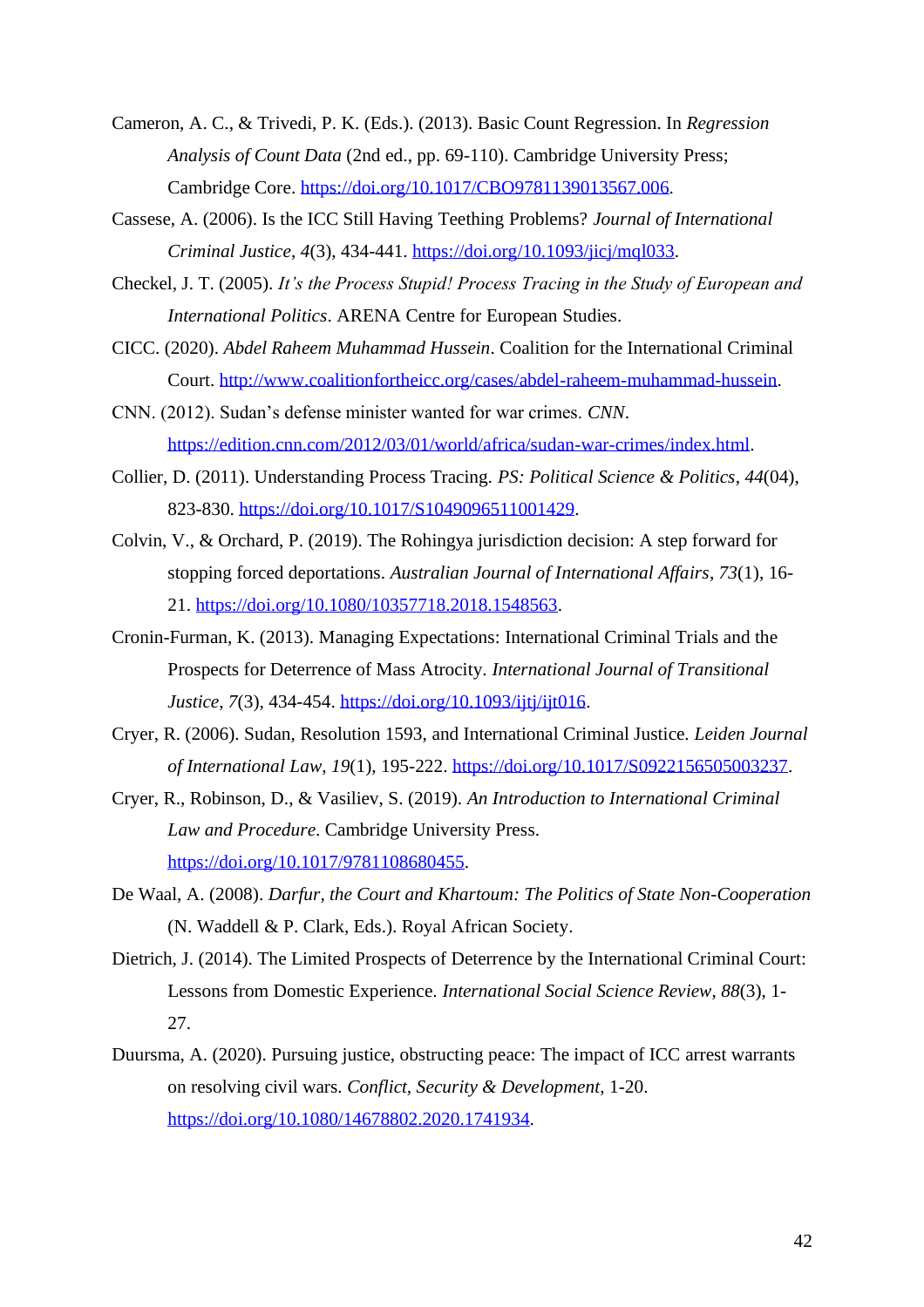Cameron, A. C., & Trivedi, P. K. (Eds.). (2013). Basic Count Regression. In *Regression Analysis of Count Data* (2nd ed., pp. 69-110). Cambridge University Press; Cambridge Core. https://doi.org/10.1017/CBO9781139013567.006.

Cassese, A. (2006). Is the ICC Still Having Teething Problems? *Journal of International Criminal Justice*, *4*(3), 434-441. https://doi.org/10.1093/jicj/mql033.

Checkel, J. T. (2005). *It's the Process Stupid! Process Tracing in the Study of European and International Politics*. ARENA Centre for European Studies.

CICC. (2020). *Abdel Raheem Muhammad Hussein*. Coalition for the International Criminal Court. http://www.coalitionfortheicc.org/cases/abdel-raheem-muhammad-hussein.

CNN. (2012). Sudan's defense minister wanted for war crimes. *CNN*. https://edition.cnn.com/2012/03/01/world/africa/sudan-war-crimes/index.html.

Collier, D. (2011). Understanding Process Tracing. *PS: Political Science & Politics*, *44*(04), 823-830. https://doi.org/10.1017/S1049096511001429.

Colvin, V., & Orchard, P. (2019). The Rohingya jurisdiction decision: A step forward for stopping forced deportations. *Australian Journal of International Affairs*, *73*(1), 16-21. https://doi.org/10.1080/10357718.2018.1548563.

Cronin-Furman, K. (2013). Managing Expectations: International Criminal Trials and the Prospects for Deterrence of Mass Atrocity. *International Journal of Transitional Justice*, *7*(3), 434-454. https://doi.org/10.1093/ijtj/ijt016.

Cryer, R. (2006). Sudan, Resolution 1593, and International Criminal Justice. *Leiden Journal of International Law*, *19*(1), 195-222. https://doi.org/10.1017/S0922156505003237.

Cryer, R., Robinson, D., & Vasiliev, S. (2019). *An Introduction to International Criminal Law and Procedure*. Cambridge University Press. https://doi.org/10.1017/9781108680455.

De Waal, A. (2008). *Darfur, the Court and Khartoum: The Politics of State Non-Cooperation* (N. Waddell & P. Clark, Eds.). Royal African Society.

Dietrich, J. (2014). The Limited Prospects of Deterrence by the International Criminal Court: Lessons from Domestic Experience. *International Social Science Review*, *88*(3), 1-27.

Duursma, A. (2020). Pursuing justice, obstructing peace: The impact of ICC arrest warrants on resolving civil wars. *Conflict, Security & Development*, 1-20. https://doi.org/10.1080/14678802.2020.1741934.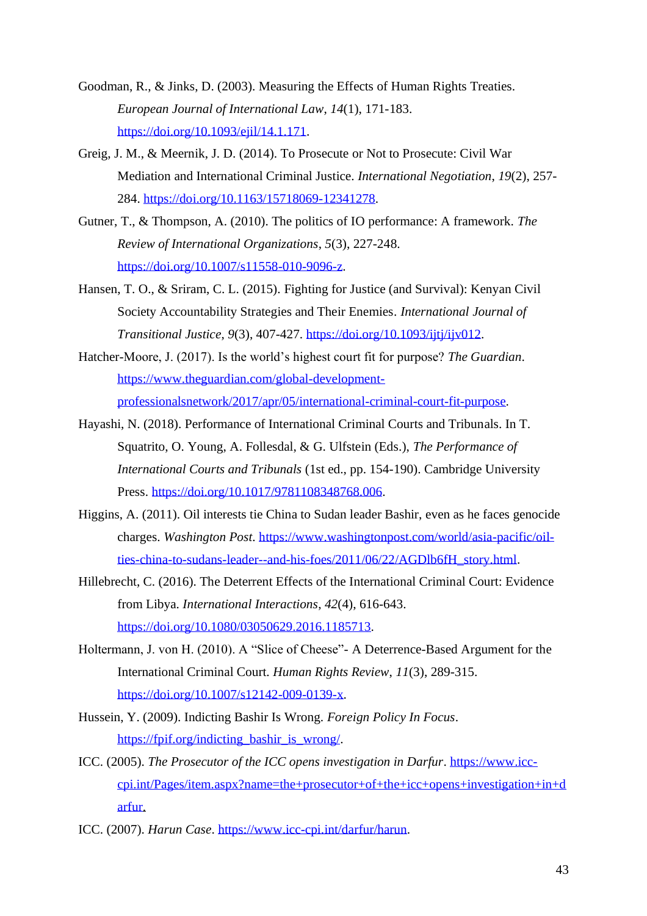Goodman, R., & Jinks, D. (2003). Measuring the Effects of Human Rights Treaties. *European Journal of International Law*, *14*(1), 171-183. https://doi.org/10.1093/ejil/14.1.171.

Greig, J. M., & Meernik, J. D. (2014). To Prosecute or Not to Prosecute: Civil War Mediation and International Criminal Justice. *International Negotiation*, *19*(2), 257-284. https://doi.org/10.1163/15718069-12341278.

Gutner, T., & Thompson, A. (2010). The politics of IO performance: A framework. *The Review of International Organizations*, *5*(3), 227-248. https://doi.org/10.1007/s11558-010-9096-z.

Hansen, T. O., & Sriram, C. L. (2015). Fighting for Justice (and Survival): Kenyan Civil Society Accountability Strategies and Their Enemies. *International Journal of Transitional Justice*, *9*(3), 407-427. https://doi.org/10.1093/ijtj/ijv012.

Hatcher-Moore, J. (2017). Is the world's highest court fit for purpose? *The Guardian*. https://www.theguardian.com/global-development-professionalsnetwork/2017/apr/05/international-criminal-court-fit-purpose.

Hayashi, N. (2018). Performance of International Criminal Courts and Tribunals. In T. Squatrito, O. Young, A. Follesdal, & G. Ulfstein (Eds.), *The Performance of International Courts and Tribunals* (1st ed., pp. 154-190). Cambridge University Press. https://doi.org/10.1017/9781108348768.006.

Higgins, A. (2011). Oil interests tie China to Sudan leader Bashir, even as he faces genocide charges. *Washington Post*. https://www.washingtonpost.com/world/asia-pacific/oil-ties-china-to-sudans-leader--and-his-foes/2011/06/22/AGDlb6fH_story.html.

Hillebrecht, C. (2016). The Deterrent Effects of the International Criminal Court: Evidence from Libya. *International Interactions*, *42*(4), 616-643. https://doi.org/10.1080/03050629.2016.1185713.

Holtermann, J. von H. (2010). A "Slice of Cheese"- A Deterrence-Based Argument for the International Criminal Court. *Human Rights Review*, *11*(3), 289-315. https://doi.org/10.1007/s12142-009-0139-x.

Hussein, Y. (2009). Indicting Bashir Is Wrong. *Foreign Policy In Focus*. https://fpif.org/indicting_bashir_is_wrong/.

ICC. (2005). *The Prosecutor of the ICC opens investigation in Darfur*. https://www.icc-cpi.int/Pages/item.aspx?name=the+prosecutor+of+the+icc+opens+investigation+in+darfur.

ICC. (2007). *Harun Case*. https://www.icc-cpi.int/darfur/harun.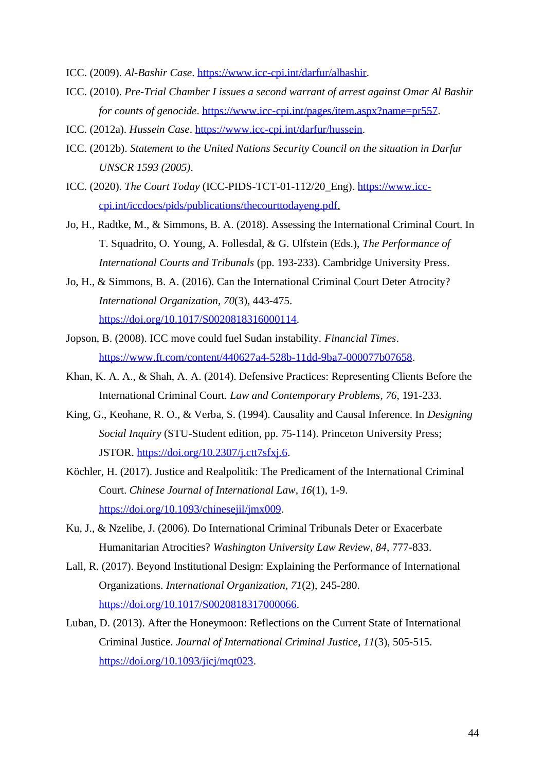ICC. (2009). *Al-Bashir Case*. https://www.icc-cpi.int/darfur/albashir.

ICC. (2010). *Pre-Trial Chamber I issues a second warrant of arrest against Omar Al Bashir for counts of genocide*. https://www.icc-cpi.int/pages/item.aspx?name=pr557.

ICC. (2012a). *Hussein Case*. https://www.icc-cpi.int/darfur/hussein.

ICC. (2012b). *Statement to the United Nations Security Council on the situation in Darfur UNSCR 1593 (2005)*.

ICC. (2020). *The Court Today* (ICC-PIDS-TCT-01-112/20_Eng). https://www.icc-cpi.int/iccdocs/pids/publications/thecourttodayeng.pdf.

Jo, H., Radtke, M., & Simmons, B. A. (2018). Assessing the International Criminal Court. In T. Squadrito, O. Young, A. Follesdal, & G. Ulfstein (Eds.), *The Performance of International Courts and Tribunals* (pp. 193-233). Cambridge University Press.

Jo, H., & Simmons, B. A. (2016). Can the International Criminal Court Deter Atrocity? *International Organization*, *70*(3), 443-475. https://doi.org/10.1017/S0020818316000114.

Jopson, B. (2008). ICC move could fuel Sudan instability. *Financial Times*. https://www.ft.com/content/440627a4-528b-11dd-9ba7-000077b07658.

Khan, K. A. A., & Shah, A. A. (2014). Defensive Practices: Representing Clients Before the International Criminal Court. *Law and Contemporary Problems*, *76*, 191-233.

King, G., Keohane, R. O., & Verba, S. (1994). Causality and Causal Inference. In *Designing Social Inquiry* (STU-Student edition, pp. 75-114). Princeton University Press; JSTOR. https://doi.org/10.2307/j.ctt7sfxj.6.

Köchler, H. (2017). Justice and Realpolitik: The Predicament of the International Criminal Court. *Chinese Journal of International Law*, *16*(1), 1-9. https://doi.org/10.1093/chinesejil/jmx009.

Ku, J., & Nzelibe, J. (2006). Do International Criminal Tribunals Deter or Exacerbate Humanitarian Atrocities? *Washington University Law Review*, *84*, 777-833.

Lall, R. (2017). Beyond Institutional Design: Explaining the Performance of International Organizations. *International Organization*, *71*(2), 245-280. https://doi.org/10.1017/S0020818317000066.

Luban, D. (2013). After the Honeymoon: Reflections on the Current State of International Criminal Justice. *Journal of International Criminal Justice*, *11*(3), 505-515. https://doi.org/10.1093/jicj/mqt023.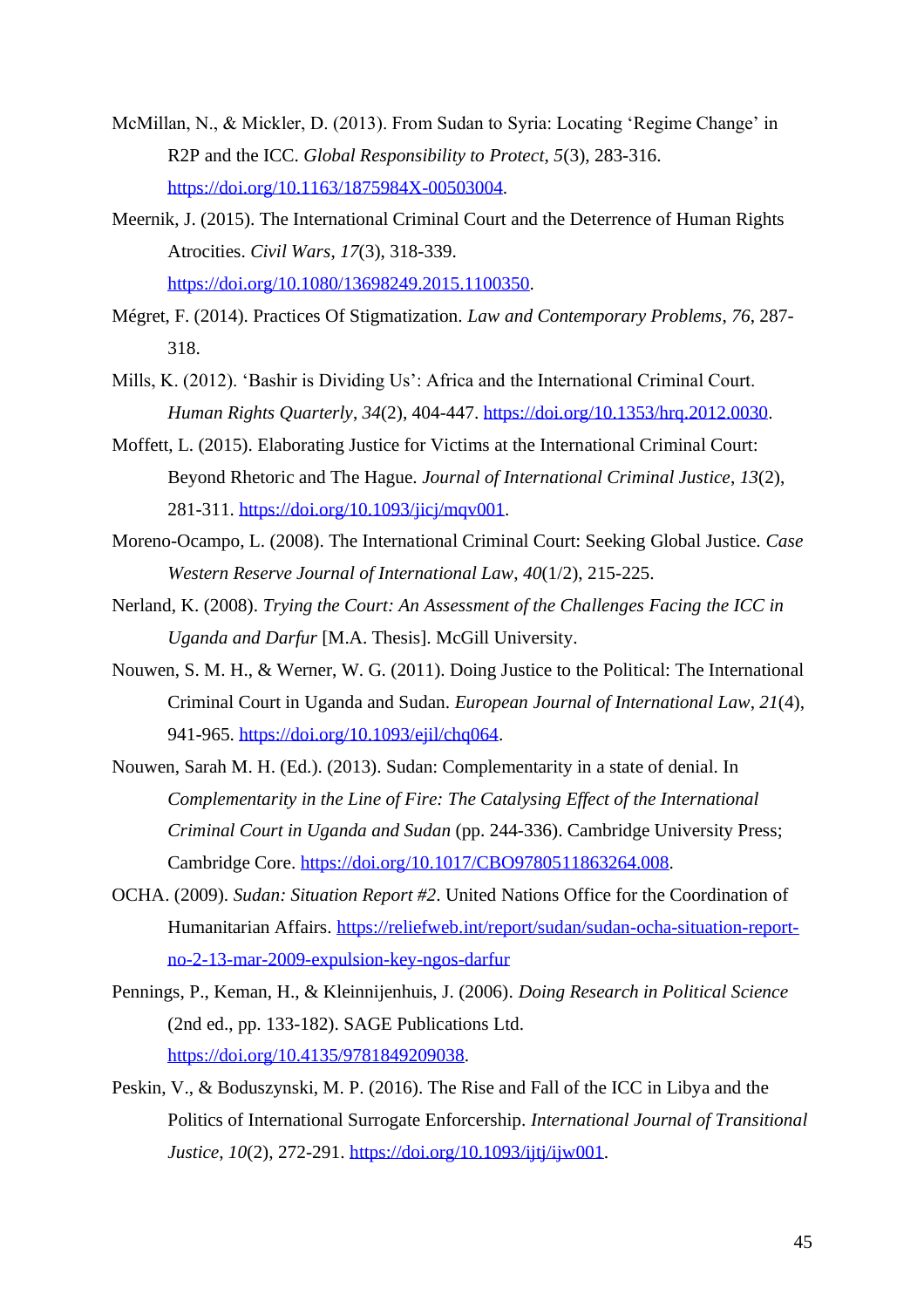McMillan, N., & Mickler, D. (2013). From Sudan to Syria: Locating 'Regime Change' in R2P and the ICC. *Global Responsibility to Protect*, *5*(3), 283-316. https://doi.org/10.1163/1875984X-00503004.

Meernik, J. (2015). The International Criminal Court and the Deterrence of Human Rights Atrocities. *Civil Wars*, *17*(3), 318-339. https://doi.org/10.1080/13698249.2015.1100350.

Mégret, F. (2014). Practices Of Stigmatization. *Law and Contemporary Problems*, *76*, 287-318.

Mills, K. (2012). 'Bashir is Dividing Us': Africa and the International Criminal Court. *Human Rights Quarterly*, *34*(2), 404-447. https://doi.org/10.1353/hrq.2012.0030.

Moffett, L. (2015). Elaborating Justice for Victims at the International Criminal Court: Beyond Rhetoric and The Hague. *Journal of International Criminal Justice*, *13*(2), 281-311. https://doi.org/10.1093/jicj/mqv001.

Moreno-Ocampo, L. (2008). The International Criminal Court: Seeking Global Justice. *Case Western Reserve Journal of International Law*, *40*(1/2), 215-225.

Nerland, K. (2008). *Trying the Court: An Assessment of the Challenges Facing the ICC in Uganda and Darfur* [M.A. Thesis]. McGill University.

Nouwen, S. M. H., & Werner, W. G. (2011). Doing Justice to the Political: The International Criminal Court in Uganda and Sudan. *European Journal of International Law*, *21*(4), 941-965. https://doi.org/10.1093/ejil/chq064.

Nouwen, Sarah M. H. (Ed.). (2013). Sudan: Complementarity in a state of denial. In *Complementarity in the Line of Fire: The Catalysing Effect of the International Criminal Court in Uganda and Sudan* (pp. 244-336). Cambridge University Press; Cambridge Core. https://doi.org/10.1017/CBO9780511863264.008.

OCHA. (2009). *Sudan: Situation Report #2*. United Nations Office for the Coordination of Humanitarian Affairs. https://reliefweb.int/report/sudan/sudan-ocha-situation-report-no-2-13-mar-2009-expulsion-key-ngos-darfur

Pennings, P., Keman, H., & Kleinnijenhuis, J. (2006). *Doing Research in Political Science* (2nd ed., pp. 133-182). SAGE Publications Ltd. https://doi.org/10.4135/9781849209038.

Peskin, V., & Boduszynski, M. P. (2016). The Rise and Fall of the ICC in Libya and the Politics of International Surrogate Enforcership. *International Journal of Transitional Justice*, *10*(2), 272-291. https://doi.org/10.1093/ijtj/ijw001.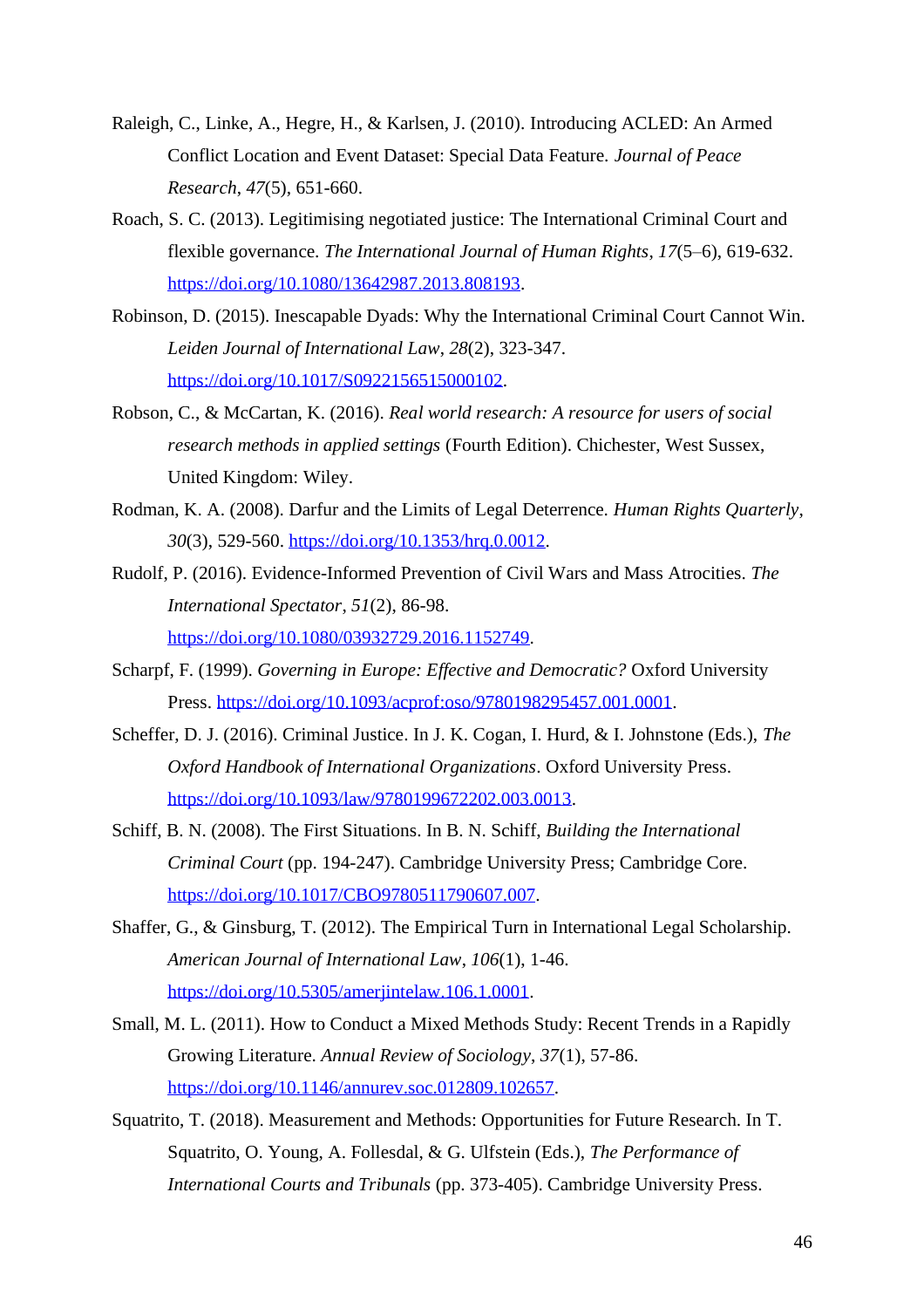Raleigh, C., Linke, A., Hegre, H., & Karlsen, J. (2010). Introducing ACLED: An Armed Conflict Location and Event Dataset: Special Data Feature. *Journal of Peace Research*, *47*(5), 651-660.

Roach, S. C. (2013). Legitimising negotiated justice: The International Criminal Court and flexible governance. *The International Journal of Human Rights*, *17*(5–6), 619-632. https://doi.org/10.1080/13642987.2013.808193.

Robinson, D. (2015). Inescapable Dyads: Why the International Criminal Court Cannot Win. *Leiden Journal of International Law*, *28*(2), 323-347. https://doi.org/10.1017/S0922156515000102.

Robson, C., & McCartan, K. (2016). *Real world research: A resource for users of social research methods in applied settings* (Fourth Edition). Chichester, West Sussex, United Kingdom: Wiley.

Rodman, K. A. (2008). Darfur and the Limits of Legal Deterrence. *Human Rights Quarterly*, *30*(3), 529-560. https://doi.org/10.1353/hrq.0.0012.

Rudolf, P. (2016). Evidence-Informed Prevention of Civil Wars and Mass Atrocities. *The International Spectator*, *51*(2), 86-98. https://doi.org/10.1080/03932729.2016.1152749.

Scharpf, F. (1999). *Governing in Europe: Effective and Democratic?* Oxford University Press. https://doi.org/10.1093/acprof:oso/9780198295457.001.0001.

Scheffer, D. J. (2016). Criminal Justice. In J. K. Cogan, I. Hurd, & I. Johnstone (Eds.), *The Oxford Handbook of International Organizations*. Oxford University Press. https://doi.org/10.1093/law/9780199672202.003.0013.

Schiff, B. N. (2008). The First Situations. In B. N. Schiff, *Building the International Criminal Court* (pp. 194-247). Cambridge University Press; Cambridge Core. https://doi.org/10.1017/CBO9780511790607.007.

Shaffer, G., & Ginsburg, T. (2012). The Empirical Turn in International Legal Scholarship. *American Journal of International Law*, *106*(1), 1-46. https://doi.org/10.5305/amerjintelaw.106.1.0001.

Small, M. L. (2011). How to Conduct a Mixed Methods Study: Recent Trends in a Rapidly Growing Literature. *Annual Review of Sociology*, *37*(1), 57-86. https://doi.org/10.1146/annurev.soc.012809.102657.

Squatrito, T. (2018). Measurement and Methods: Opportunities for Future Research. In T. Squatrito, O. Young, A. Follesdal, & G. Ulfstein (Eds.), *The Performance of International Courts and Tribunals* (pp. 373-405). Cambridge University Press.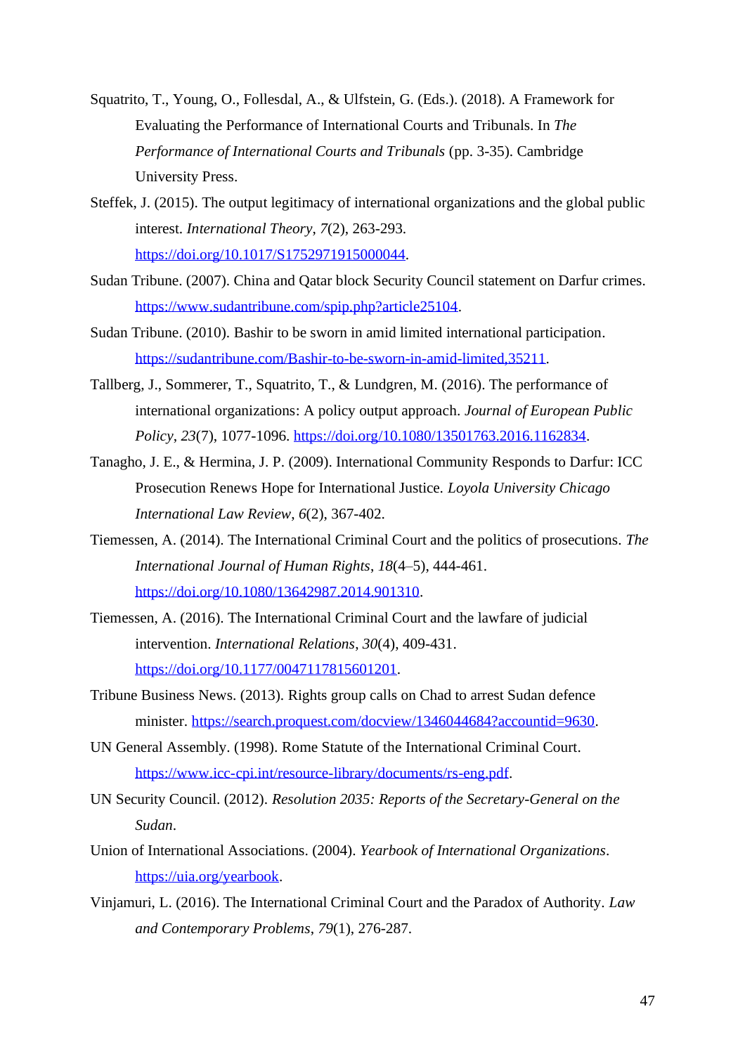Squatrito, T., Young, O., Follesdal, A., & Ulfstein, G. (Eds.). (2018). A Framework for Evaluating the Performance of International Courts and Tribunals. In *The Performance of International Courts and Tribunals* (pp. 3-35). Cambridge University Press.

Steffek, J. (2015). The output legitimacy of international organizations and the global public interest. *International Theory*, *7*(2), 263-293. https://doi.org/10.1017/S1752971915000044.

Sudan Tribune. (2007). China and Qatar block Security Council statement on Darfur crimes. https://www.sudantribune.com/spip.php?article25104.

Sudan Tribune. (2010). Bashir to be sworn in amid limited international participation. https://sudantribune.com/Bashir-to-be-sworn-in-amid-limited,35211.

Tallberg, J., Sommerer, T., Squatrito, T., & Lundgren, M. (2016). The performance of international organizations: A policy output approach. *Journal of European Public Policy*, *23*(7), 1077-1096. https://doi.org/10.1080/13501763.2016.1162834.

Tanagho, J. E., & Hermina, J. P. (2009). International Community Responds to Darfur: ICC Prosecution Renews Hope for International Justice. *Loyola University Chicago International Law Review*, *6*(2), 367-402.

Tiemessen, A. (2014). The International Criminal Court and the politics of prosecutions. *The International Journal of Human Rights*, *18*(4–5), 444-461. https://doi.org/10.1080/13642987.2014.901310.

Tiemessen, A. (2016). The International Criminal Court and the lawfare of judicial intervention. *International Relations*, *30*(4), 409-431. https://doi.org/10.1177/0047117815601201.

Tribune Business News. (2013). Rights group calls on Chad to arrest Sudan defence minister. https://search.proquest.com/docview/1346044684?accountid=9630.

UN General Assembly. (1998). Rome Statute of the International Criminal Court. https://www.icc-cpi.int/resource-library/documents/rs-eng.pdf.

UN Security Council. (2012). *Resolution 2035: Reports of the Secretary-General on the Sudan*.

Union of International Associations. (2004). *Yearbook of International Organizations*. https://uia.org/yearbook.

Vinjamuri, L. (2016). The International Criminal Court and the Paradox of Authority. *Law and Contemporary Problems*, *79*(1), 276-287.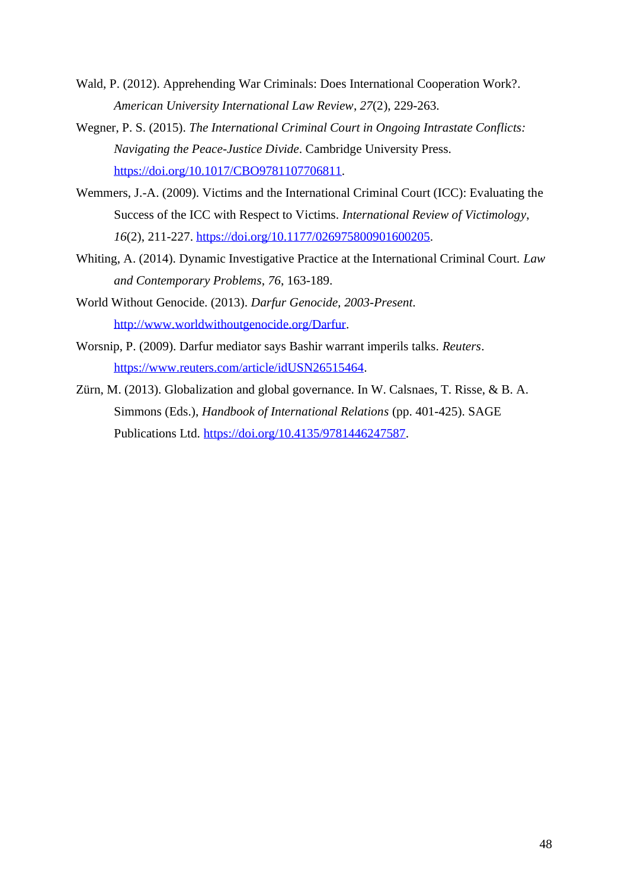Wald, P. (2012). Apprehending War Criminals: Does International Cooperation Work?. *American University International Law Review*, *27*(2), 229-263.

Wegner, P. S. (2015). *The International Criminal Court in Ongoing Intrastate Conflicts: Navigating the Peace-Justice Divide*. Cambridge University Press. https://doi.org/10.1017/CBO9781107706811.

Wemmers, J.-A. (2009). Victims and the International Criminal Court (ICC): Evaluating the Success of the ICC with Respect to Victims. *International Review of Victimology*, *16*(2), 211-227. https://doi.org/10.1177/026975800901600205.

Whiting, A. (2014). Dynamic Investigative Practice at the International Criminal Court. *Law and Contemporary Problems*, *76*, 163-189.

World Without Genocide. (2013). *Darfur Genocide, 2003-Present*. http://www.worldwithoutgenocide.org/Darfur.

Worsnip, P. (2009). Darfur mediator says Bashir warrant imperils talks. *Reuters*. https://www.reuters.com/article/idUSN26515464.

Zürn, M. (2013). Globalization and global governance. In W. Calsnaes, T. Risse, & B. A. Simmons (Eds.), *Handbook of International Relations* (pp. 401-425). SAGE Publications Ltd. https://doi.org/10.4135/9781446247587.